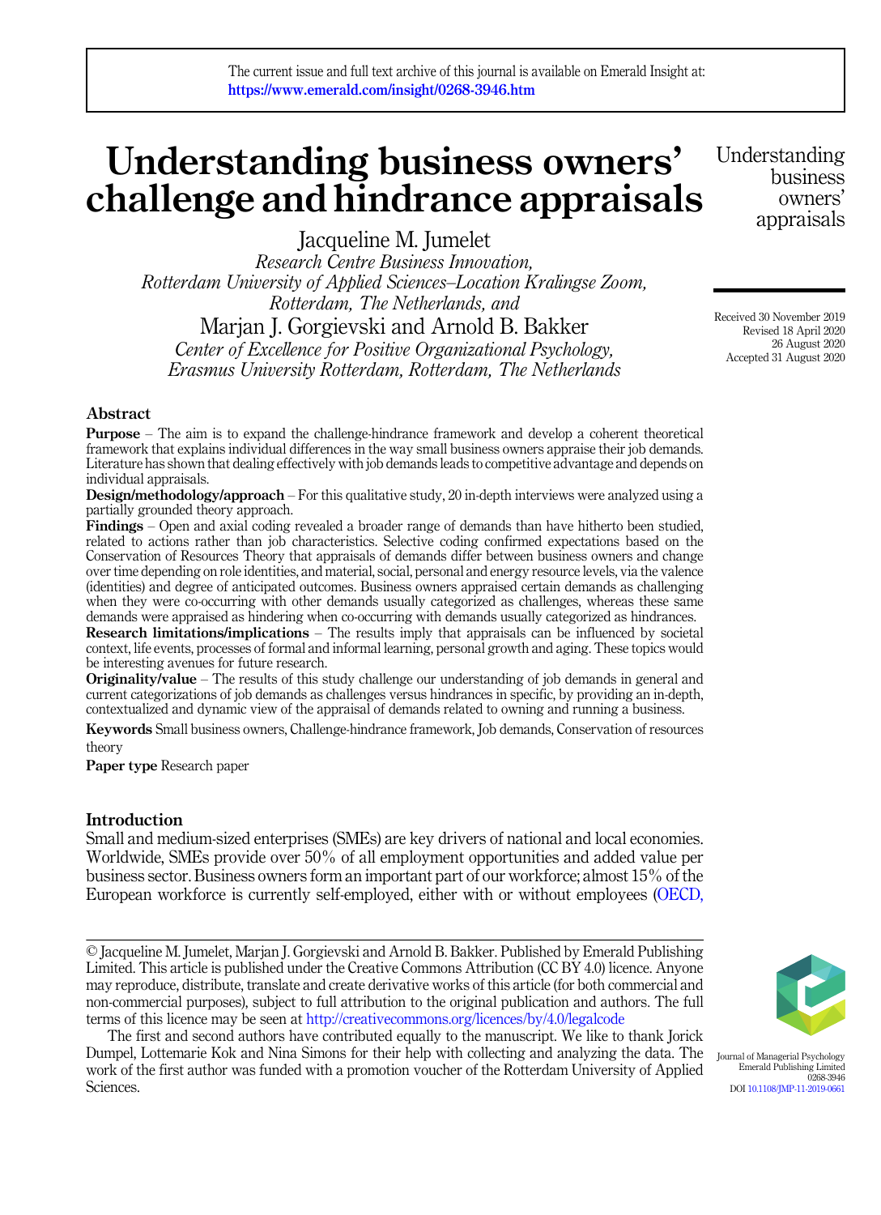# Understanding business owners' challenge and hindrance appraisals

Jacqueline M. Jumelet

*Research Centre Business Innovation, Rotterdam University of Applied Sciences–Location Kralingse Zoom, Rotterdam, The Netherlands, and*

Marjan J. Gorgievski and Arnold B. Bakker

*Center of Excellence for Positive Organizational Psychology, Erasmus University Rotterdam, Rotterdam, The Netherlands*

Received 30 November 2019
Revised 18 April 2020
26 August 2020
Accepted 31 August 2020

## Abstract

**Purpose** – The aim is to expand the challenge-hindrance framework and develop a coherent theoretical framework that explains individual differences in the way small business owners appraise their job demands. Literature has shown that dealing effectively with job demands leads to competitive advantage and depends on individual appraisals.

**Design/methodology/approach** – For this qualitative study, 20 in-depth interviews were analyzed using a partially grounded theory approach.

**Findings** – Open and axial coding revealed a broader range of demands than have hitherto been studied, related to actions rather than job characteristics. Selective coding confirmed expectations based on the Conservation of Resources Theory that appraisals of demands differ between business owners and change over time depending on role identities, and material, social, personal and energy resource levels, via the valence (identities) and degree of anticipated outcomes. Business owners appraised certain demands as challenging when they were co-occurring with other demands usually categorized as challenges, whereas these same demands were appraised as hindering when co-occurring with demands usually categorized as hindrances.

**Research limitations/implications** – The results imply that appraisals can be influenced by societal context, life events, processes of formal and informal learning, personal growth and aging. These topics would be interesting avenues for future research.

**Originality/value** – The results of this study challenge our understanding of job demands in general and current categorizations of job demands as challenges versus hindrances in specific, by providing an in-depth, contextualized and dynamic view of the appraisal of demands related to owning and running a business.

**Keywords** Small business owners, Challenge-hindrance framework, Job demands, Conservation of resources theory

**Paper type** Research paper

## Introduction

Small and medium-sized enterprises (SMEs) are key drivers of national and local economies. Worldwide, SMEs provide over 50% of all employment opportunities and added value per business sector. Business owners form an important part of our workforce; almost 15% of the European workforce is currently self-employed, either with or without employees (OECD,

---

© Jacqueline M. Jumelet, Marjan J. Gorgievski and Arnold B. Bakker. Published by Emerald Publishing Limited. This article is published under the Creative Commons Attribution (CC BY 4.0) licence. Anyone may reproduce, distribute, translate and create derivative works of this article (for both commercial and non-commercial purposes), subject to full attribution to the original publication and authors. The full terms of this licence may be seen at http://creativecommons.org/licences/by/4.0/legalcode

The first and second authors have contributed equally to the manuscript. We like to thank Jorick Dumpel, Lottemarie Kok and Nina Simons for their help with collecting and analyzing the data. The work of the first author was funded with a promotion voucher of the Rotterdam University of Applied Sciences.

Journal of Managerial Psychology
Emerald Publishing Limited
0268-3946
DOI 10.1108/JMP-11-2019-0661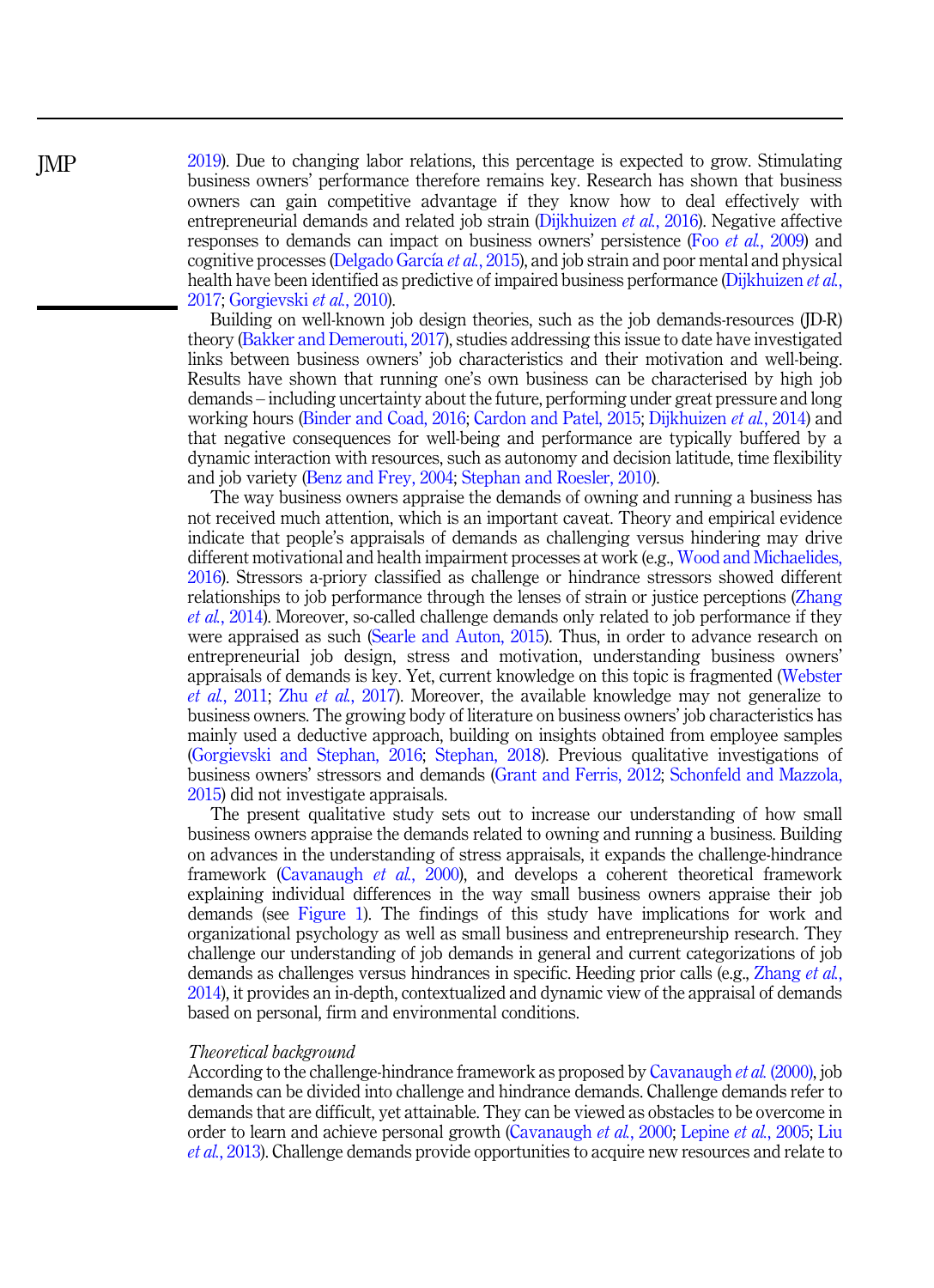2019). Due to changing labor relations, this percentage is expected to grow. Stimulating business owners' performance therefore remains key. Research has shown that business owners can gain competitive advantage if they know how to deal effectively with entrepreneurial demands and related job strain (Dijkhuizen *et al.*, 2016). Negative affective responses to demands can impact on business owners' persistence (Foo *et al.*, 2009) and cognitive processes (Delgado García *et al.*, 2015), and job strain and poor mental and physical health have been identified as predictive of impaired business performance (Dijkhuizen *et al.*, 2017; Gorgievski *et al.*, 2010).

Building on well-known job design theories, such as the job demands-resources (JD-R) theory (Bakker and Demerouti, 2017), studies addressing this issue to date have investigated links between business owners' job characteristics and their motivation and well-being. Results have shown that running one's own business can be characterised by high job demands – including uncertainty about the future, performing under great pressure and long working hours (Binder and Coad, 2016; Cardon and Patel, 2015; Dijkhuizen *et al.*, 2014) and that negative consequences for well-being and performance are typically buffered by a dynamic interaction with resources, such as autonomy and decision latitude, time flexibility and job variety (Benz and Frey, 2004; Stephan and Roesler, 2010).

The way business owners appraise the demands of owning and running a business has not received much attention, which is an important caveat. Theory and empirical evidence indicate that people's appraisals of demands as challenging versus hindering may drive different motivational and health impairment processes at work (e.g., Wood and Michaelides, 2016). Stressors a-priory classified as challenge or hindrance stressors showed different relationships to job performance through the lenses of strain or justice perceptions (Zhang *et al.*, 2014). Moreover, so-called challenge demands only related to job performance if they were appraised as such (Searle and Auton, 2015). Thus, in order to advance research on entrepreneurial job design, stress and motivation, understanding business owners' appraisals of demands is key. Yet, current knowledge on this topic is fragmented (Webster *et al.*, 2011; Zhu *et al.*, 2017). Moreover, the available knowledge may not generalize to business owners. The growing body of literature on business owners' job characteristics has mainly used a deductive approach, building on insights obtained from employee samples (Gorgievski and Stephan, 2016; Stephan, 2018). Previous qualitative investigations of business owners' stressors and demands (Grant and Ferris, 2012; Schonfeld and Mazzola, 2015) did not investigate appraisals.

The present qualitative study sets out to increase our understanding of how small business owners appraise the demands related to owning and running a business. Building on advances in the understanding of stress appraisals, it expands the challenge-hindrance framework (Cavanaugh *et al.*, 2000), and develops a coherent theoretical framework explaining individual differences in the way small business owners appraise their job demands (see Figure 1). The findings of this study have implications for work and organizational psychology as well as small business and entrepreneurship research. They challenge our understanding of job demands in general and current categorizations of job demands as challenges versus hindrances in specific. Heeding prior calls (e.g., Zhang *et al.*, 2014), it provides an in-depth, contextualized and dynamic view of the appraisal of demands based on personal, firm and environmental conditions.

*Theoretical background*

According to the challenge-hindrance framework as proposed by Cavanaugh *et al.* (2000), job demands can be divided into challenge and hindrance demands. Challenge demands refer to demands that are difficult, yet attainable. They can be viewed as obstacles to be overcome in order to learn and achieve personal growth (Cavanaugh *et al.*, 2000; Lepine *et al.*, 2005; Liu *et al.*, 2013). Challenge demands provide opportunities to acquire new resources and relate to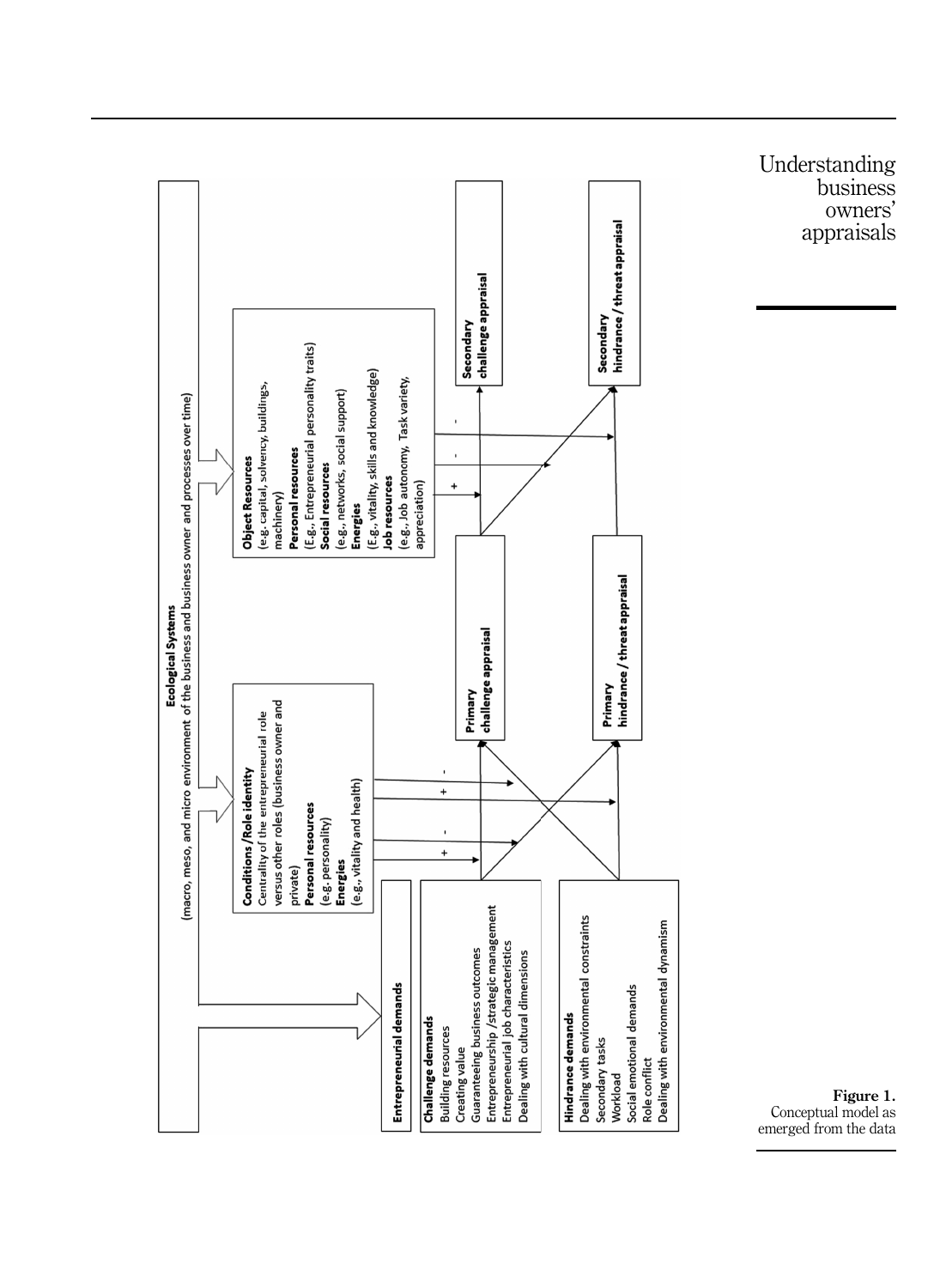**Ecological Systems**
(macro, meso, and micro environment of the business and business owner and processes over time)

**Entrepreneurial demands**

**Challenge demands**
- Building resources
- Creating value
- Guaranteeing business outcomes
- Entrepreneurship /strategic management
- Entrepreneurial job characteristics
- Dealing with cultural dimensions

**Hindrance demands**
- Dealing with environmental constraints
- Secondary tasks
- Workload
- Social emotional demands
- Role conflict
- Dealing with environmental dynamism

**Conditions /Role identity**
Centrality of the entrepreneurial role versus other roles (business owner and private)
**Personal resources**
(e.g. personality)
**Energies**
(e.g., vitality and health)

**Primary challenge appraisal**

**Primary hindrance / threat appraisal**

**Object Resources**
(e.g., capital, solvency, buildings, machinery)
**Personal resources**
(E.g., Entrepreneurial personality traits)
**Social resources**
(e.g., networks, social support)
**Energies**
(E.g., vitality, skills and knowledge)
**Job resources**
(e.g., Job autonomy, Task variety, appreciation)

**Secondary challenge appraisal**

**Secondary hindrance / threat appraisal**

**Figure 1.**
Conceptual model as emerged from the data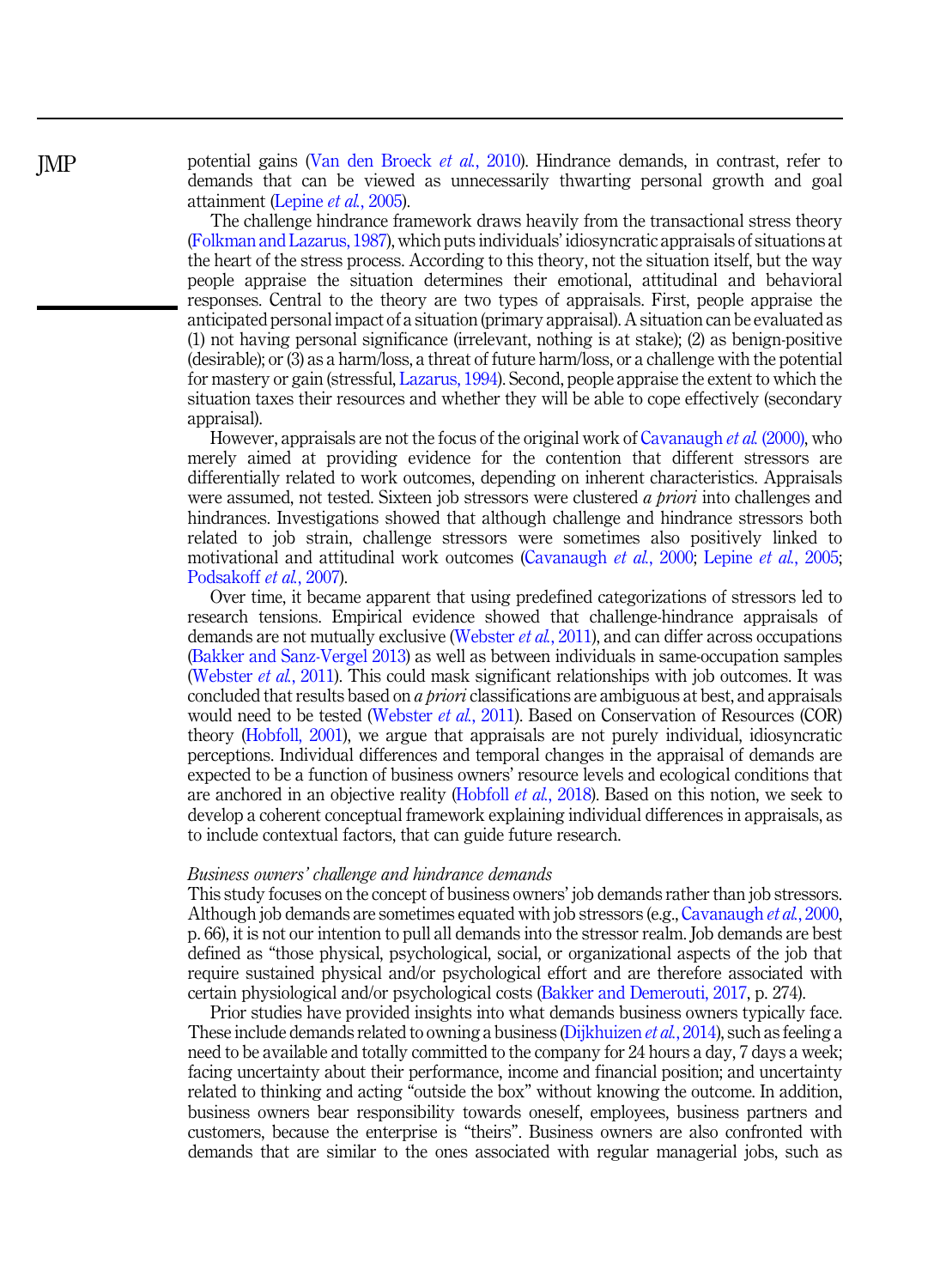potential gains (Van den Broeck *et al.*, 2010). Hindrance demands, in contrast, refer to demands that can be viewed as unnecessarily thwarting personal growth and goal attainment (Lepine *et al.*, 2005).

The challenge hindrance framework draws heavily from the transactional stress theory (Folkman and Lazarus, 1987), which puts individuals' idiosyncratic appraisals of situations at the heart of the stress process. According to this theory, not the situation itself, but the way people appraise the situation determines their emotional, attitudinal and behavioral responses. Central to the theory are two types of appraisals. First, people appraise the anticipated personal impact of a situation (primary appraisal). A situation can be evaluated as (1) not having personal significance (irrelevant, nothing is at stake); (2) as benign-positive (desirable); or (3) as a harm/loss, a threat of future harm/loss, or a challenge with the potential for mastery or gain (stressful, Lazarus, 1994). Second, people appraise the extent to which the situation taxes their resources and whether they will be able to cope effectively (secondary appraisal).

However, appraisals are not the focus of the original work of Cavanaugh *et al.* (2000), who merely aimed at providing evidence for the contention that different stressors are differentially related to work outcomes, depending on inherent characteristics. Appraisals were assumed, not tested. Sixteen job stressors were clustered *a priori* into challenges and hindrances. Investigations showed that although challenge and hindrance stressors both related to job strain, challenge stressors were sometimes also positively linked to motivational and attitudinal work outcomes (Cavanaugh *et al.*, 2000; Lepine *et al.*, 2005; Podsakoff *et al.*, 2007).

Over time, it became apparent that using predefined categorizations of stressors led to research tensions. Empirical evidence showed that challenge-hindrance appraisals of demands are not mutually exclusive (Webster *et al.*, 2011), and can differ across occupations (Bakker and Sanz-Vergel 2013) as well as between individuals in same-occupation samples (Webster *et al.*, 2011). This could mask significant relationships with job outcomes. It was concluded that results based on *a priori* classifications are ambiguous at best, and appraisals would need to be tested (Webster *et al.*, 2011). Based on Conservation of Resources (COR) theory (Hobfoll, 2001), we argue that appraisals are not purely individual, idiosyncratic perceptions. Individual differences and temporal changes in the appraisal of demands are expected to be a function of business owners' resource levels and ecological conditions that are anchored in an objective reality (Hobfoll *et al.*, 2018). Based on this notion, we seek to develop a coherent conceptual framework explaining individual differences in appraisals, as to include contextual factors, that can guide future research.

### *Business owners' challenge and hindrance demands*

This study focuses on the concept of business owners' job demands rather than job stressors. Although job demands are sometimes equated with job stressors (e.g., Cavanaugh *et al.*, 2000, p. 66), it is not our intention to pull all demands into the stressor realm. Job demands are best defined as "those physical, psychological, social, or organizational aspects of the job that require sustained physical and/or psychological effort and are therefore associated with certain physiological and/or psychological costs (Bakker and Demerouti, 2017, p. 274).

Prior studies have provided insights into what demands business owners typically face. These include demands related to owning a business (Dijkhuizen *et al.*, 2014), such as feeling a need to be available and totally committed to the company for 24 hours a day, 7 days a week; facing uncertainty about their performance, income and financial position; and uncertainty related to thinking and acting "outside the box" without knowing the outcome. In addition, business owners bear responsibility towards oneself, employees, business partners and customers, because the enterprise is "theirs". Business owners are also confronted with demands that are similar to the ones associated with regular managerial jobs, such as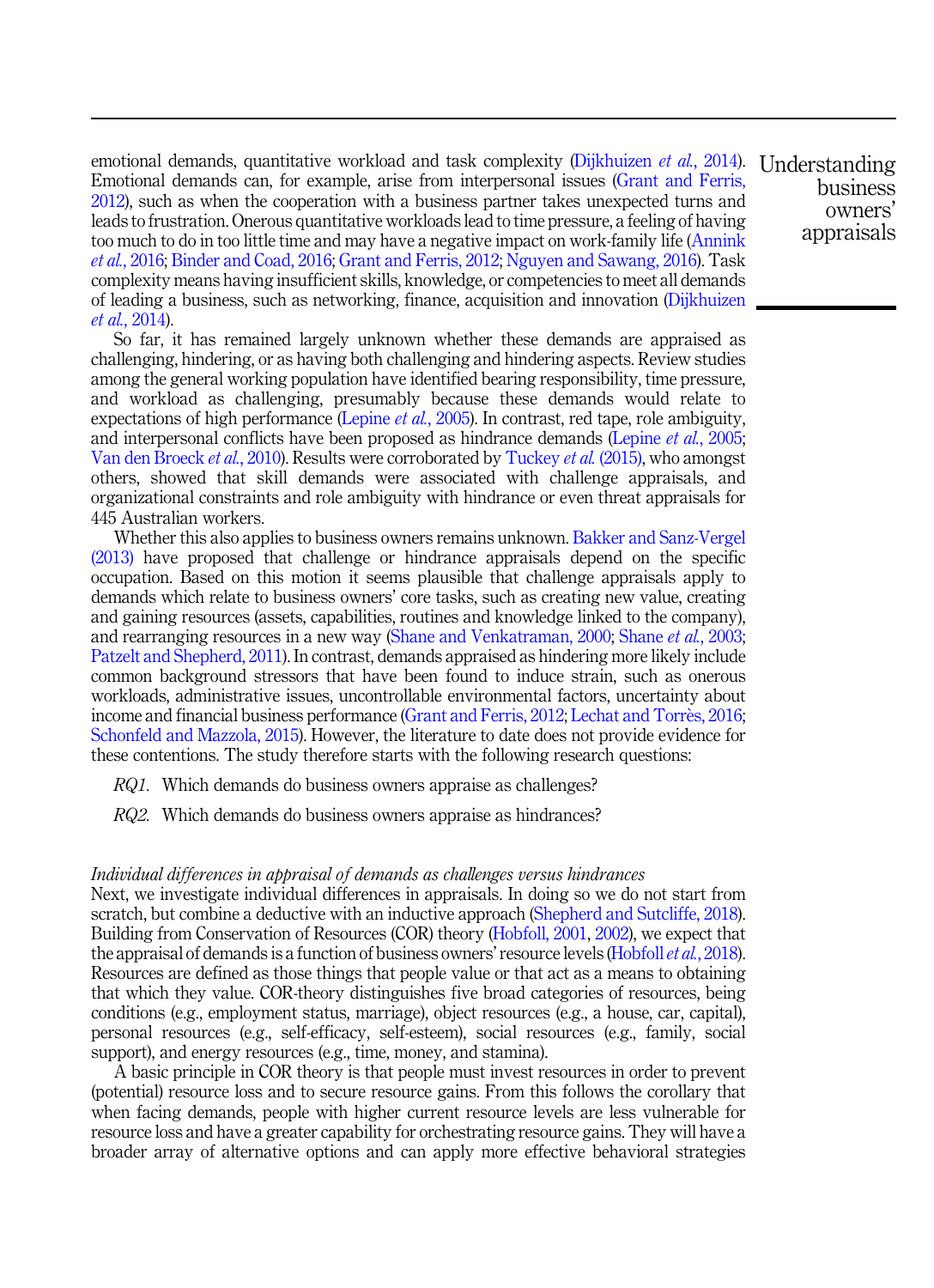emotional demands, quantitative workload and task complexity (Dijkhuizen *et al.*, 2014). Emotional demands can, for example, arise from interpersonal issues (Grant and Ferris, 2012), such as when the cooperation with a business partner takes unexpected turns and leads to frustration. Onerous quantitative workloads lead to time pressure, a feeling of having too much to do in too little time and may have a negative impact on work-family life (Annink *et al.*, 2016; Binder and Coad, 2016; Grant and Ferris, 2012; Nguyen and Sawang, 2016). Task complexity means having insufficient skills, knowledge, or competencies to meet all demands of leading a business, such as networking, finance, acquisition and innovation (Dijkhuizen *et al.*, 2014).

So far, it has remained largely unknown whether these demands are appraised as challenging, hindering, or as having both challenging and hindering aspects. Review studies among the general working population have identified bearing responsibility, time pressure, and workload as challenging, presumably because these demands would relate to expectations of high performance (Lepine *et al.*, 2005). In contrast, red tape, role ambiguity, and interpersonal conflicts have been proposed as hindrance demands (Lepine *et al.*, 2005; Van den Broeck *et al.*, 2010). Results were corroborated by Tuckey *et al.* (2015), who amongst others, showed that skill demands were associated with challenge appraisals, and organizational constraints and role ambiguity with hindrance or even threat appraisals for 445 Australian workers.

Whether this also applies to business owners remains unknown. Bakker and Sanz-Vergel (2013) have proposed that challenge or hindrance appraisals depend on the specific occupation. Based on this motion it seems plausible that challenge appraisals apply to demands which relate to business owners' core tasks, such as creating new value, creating and gaining resources (assets, capabilities, routines and knowledge linked to the company), and rearranging resources in a new way (Shane and Venkatraman, 2000; Shane *et al.*, 2003; Patzelt and Shepherd, 2011). In contrast, demands appraised as hindering more likely include common background stressors that have been found to induce strain, such as onerous workloads, administrative issues, uncontrollable environmental factors, uncertainty about income and financial business performance (Grant and Ferris, 2012; Lechat and Torrès, 2016; Schonfeld and Mazzola, 2015). However, the literature to date does not provide evidence for these contentions. The study therefore starts with the following research questions:

*RQ1*. Which demands do business owners appraise as challenges?

*RQ2*. Which demands do business owners appraise as hindrances?

*Individual differences in appraisal of demands as challenges versus hindrances*

Next, we investigate individual differences in appraisals. In doing so we do not start from scratch, but combine a deductive with an inductive approach (Shepherd and Sutcliffe, 2018). Building from Conservation of Resources (COR) theory (Hobfoll, 2001, 2002), we expect that the appraisal of demands is a function of business owners' resource levels (Hobfoll *et al.*, 2018). Resources are defined as those things that people value or that act as a means to obtaining that which they value. COR-theory distinguishes five broad categories of resources, being conditions (e.g., employment status, marriage), object resources (e.g., a house, car, capital), personal resources (e.g., self-efficacy, self-esteem), social resources (e.g., family, social support), and energy resources (e.g., time, money, and stamina).

A basic principle in COR theory is that people must invest resources in order to prevent (potential) resource loss and to secure resource gains. From this follows the corollary that when facing demands, people with higher current resource levels are less vulnerable for resource loss and have a greater capability for orchestrating resource gains. They will have a broader array of alternative options and can apply more effective behavioral strategies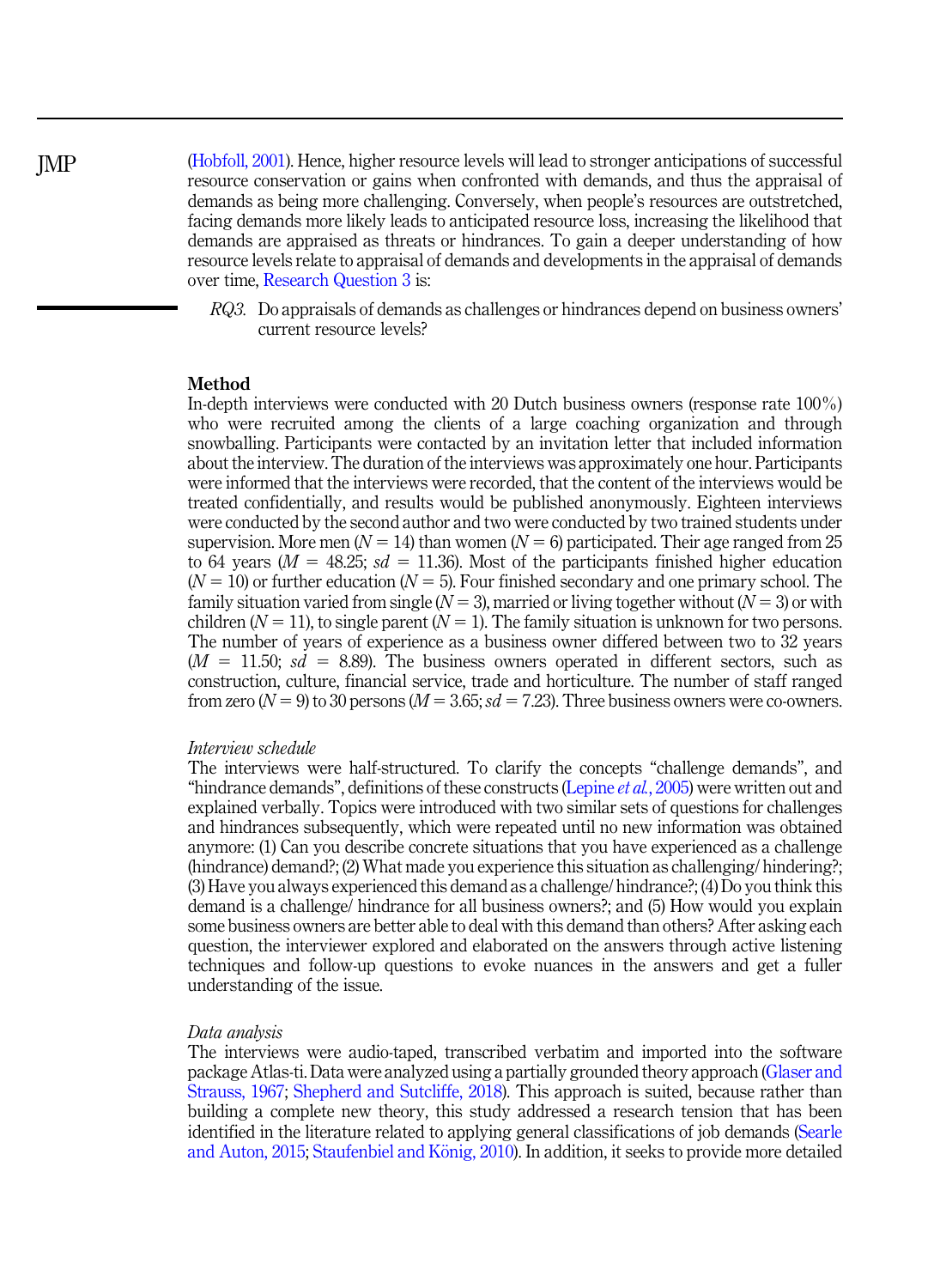(Hobfoll, 2001). Hence, higher resource levels will lead to stronger anticipations of successful resource conservation or gains when confronted with demands, and thus the appraisal of demands as being more challenging. Conversely, when people's resources are outstretched, facing demands more likely leads to anticipated resource loss, increasing the likelihood that demands are appraised as threats or hindrances. To gain a deeper understanding of how resource levels relate to appraisal of demands and developments in the appraisal of demands over time, Research Question 3 is:

> *RQ3.* Do appraisals of demands as challenges or hindrances depend on business owners' current resource levels?

## Method

In-depth interviews were conducted with 20 Dutch business owners (response rate 100%) who were recruited among the clients of a large coaching organization and through snowballing. Participants were contacted by an invitation letter that included information about the interview. The duration of the interviews was approximately one hour. Participants were informed that the interviews were recorded, that the content of the interviews would be treated confidentially, and results would be published anonymously. Eighteen interviews were conducted by the second author and two were conducted by two trained students under supervision. More men ($N = 14$) than women ($N = 6$) participated. Their age ranged from 25 to 64 years ($M = 48.25$; $sd = 11.36$). Most of the participants finished higher education ($N = 10$) or further education ($N = 5$). Four finished secondary and one primary school. The family situation varied from single ($N = 3$), married or living together without ($N = 3$) or with children ($N = 11$), to single parent ($N = 1$). The family situation is unknown for two persons. The number of years of experience as a business owner differed between two to 32 years ($M = 11.50$; $sd = 8.89$). The business owners operated in different sectors, such as construction, culture, financial service, trade and horticulture. The number of staff ranged from zero ($N = 9$) to 30 persons ($M = 3.65$; $sd = 7.23$). Three business owners were co-owners.

### *Interview schedule*

The interviews were half-structured. To clarify the concepts "challenge demands", and "hindrance demands", definitions of these constructs (Lepine *et al.*, 2005) were written out and explained verbally. Topics were introduced with two similar sets of questions for challenges and hindrances subsequently, which were repeated until no new information was obtained anymore: (1) Can you describe concrete situations that you have experienced as a challenge (hindrance) demand?; (2) What made you experience this situation as challenging/ hindering?; (3) Have you always experienced this demand as a challenge/ hindrance?; (4) Do you think this demand is a challenge/ hindrance for all business owners?; and (5) How would you explain some business owners are better able to deal with this demand than others? After asking each question, the interviewer explored and elaborated on the answers through active listening techniques and follow-up questions to evoke nuances in the answers and get a fuller understanding of the issue.

### *Data analysis*

The interviews were audio-taped, transcribed verbatim and imported into the software package Atlas-ti. Data were analyzed using a partially grounded theory approach (Glaser and Strauss, 1967; Shepherd and Sutcliffe, 2018). This approach is suited, because rather than building a complete new theory, this study addressed a research tension that has been identified in the literature related to applying general classifications of job demands (Searle and Auton, 2015; Staufenbiel and König, 2010). In addition, it seeks to provide more detailed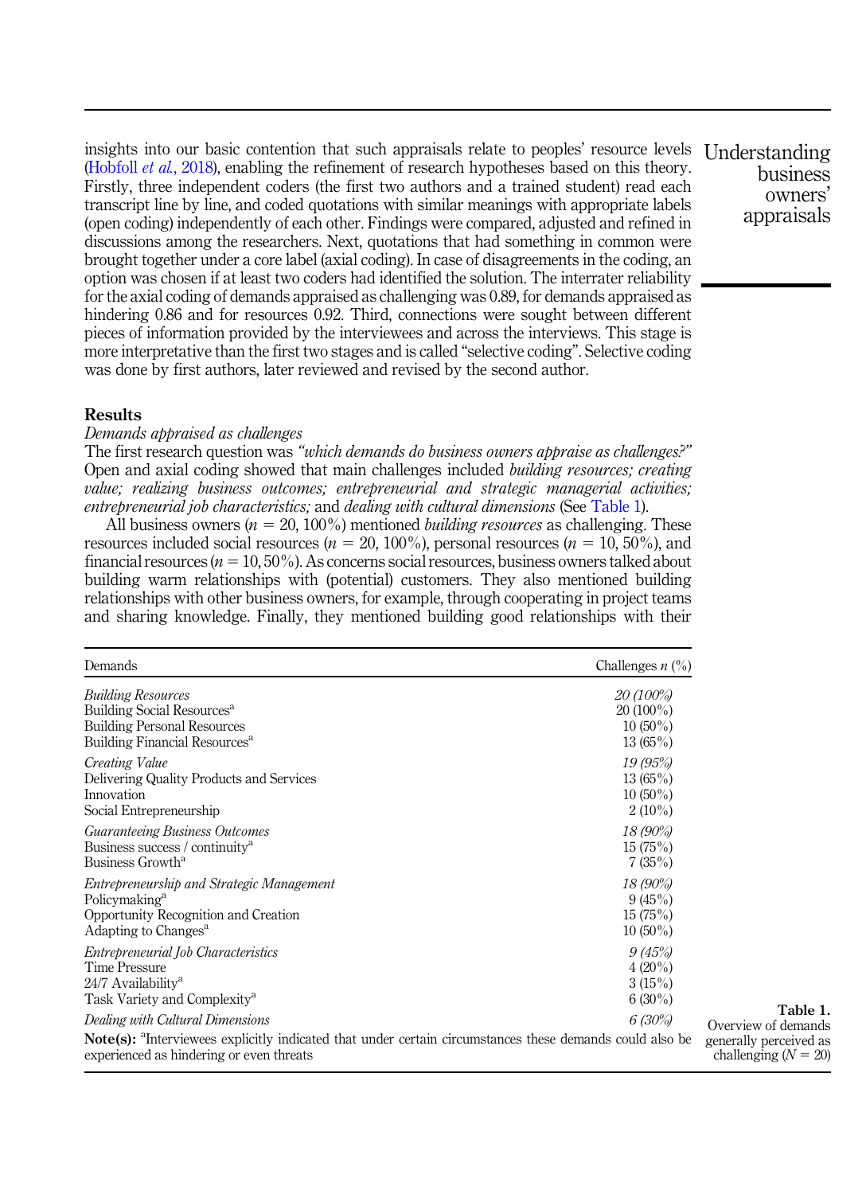insights into our basic contention that such appraisals relate to peoples' resource levels (Hobfoll *et al.*, 2018), enabling the refinement of research hypotheses based on this theory. Firstly, three independent coders (the first two authors and a trained student) read each transcript line by line, and coded quotations with similar meanings with appropriate labels (open coding) independently of each other. Findings were compared, adjusted and refined in discussions among the researchers. Next, quotations that had something in common were brought together under a core label (axial coding). In case of disagreements in the coding, an option was chosen if at least two coders had identified the solution. The interrater reliability for the axial coding of demands appraised as challenging was 0.89, for demands appraised as hindering 0.86 and for resources 0.92. Third, connections were sought between different pieces of information provided by the interviewees and across the interviews. This stage is more interpretative than the first two stages and is called "selective coding". Selective coding was done by first authors, later reviewed and revised by the second author.

## Results

### *Demands appraised as challenges*

The first research question was *"which demands do business owners appraise as challenges?"* Open and axial coding showed that main challenges included *building resources; creating value; realizing business outcomes; entrepreneurial and strategic managerial activities; entrepreneurial job characteristics;* and *dealing with cultural dimensions* (See Table 1).

All business owners ($n = 20$, 100%) mentioned *building resources* as challenging. These resources included social resources ($n = 20$, 100%), personal resources ($n = 10$, 50%), and financial resources ($n = 10$, 50%). As concerns social resources, business owners talked about building warm relationships with (potential) customers. They also mentioned building relationships with other business owners, for example, through cooperating in project teams and sharing knowledge. Finally, they mentioned building good relationships with their

| Demands | Challenges $n$ (%) |
|---|---|
| *Building Resources* | *20 (100%)* |
| Building Social Resources[a] | 20 (100%) |
| Building Personal Resources | 10 (50%) |
| Building Financial Resources[a] | 13 (65%) |
| *Creating Value* | *19 (95%)* |
| Delivering Quality Products and Services | 13 (65%) |
| Innovation | 10 (50%) |
| Social Entrepreneurship | 2 (10%) |
| *Guaranteeing Business Outcomes* | *18 (90%)* |
| Business success / continuity[a] | 15 (75%) |
| Business Growth[a] | 7 (35%) |
| *Entrepreneurship and Strategic Management* | *18 (90%)* |
| Policymaking[a] | 9 (45%) |
| Opportunity Recognition and Creation | 15 (75%) |
| Adapting to Changes[a] | 10 (50%) |
| *Entrepreneurial Job Characteristics* | *9 (45%)* |
| Time Pressure | 4 (20%) |
| 24/7 Availability[a] | 3 (15%) |
| Task Variety and Complexity[a] | 6 (30%) |
| *Dealing with Cultural Dimensions* | *6 (30%)* |

**Note(s):** [a]Interviewees explicitly indicated that under certain circumstances these demands could also be experienced as hindering or even threats

**Table 1.** Overview of demands generally perceived as challenging ($N = 20$)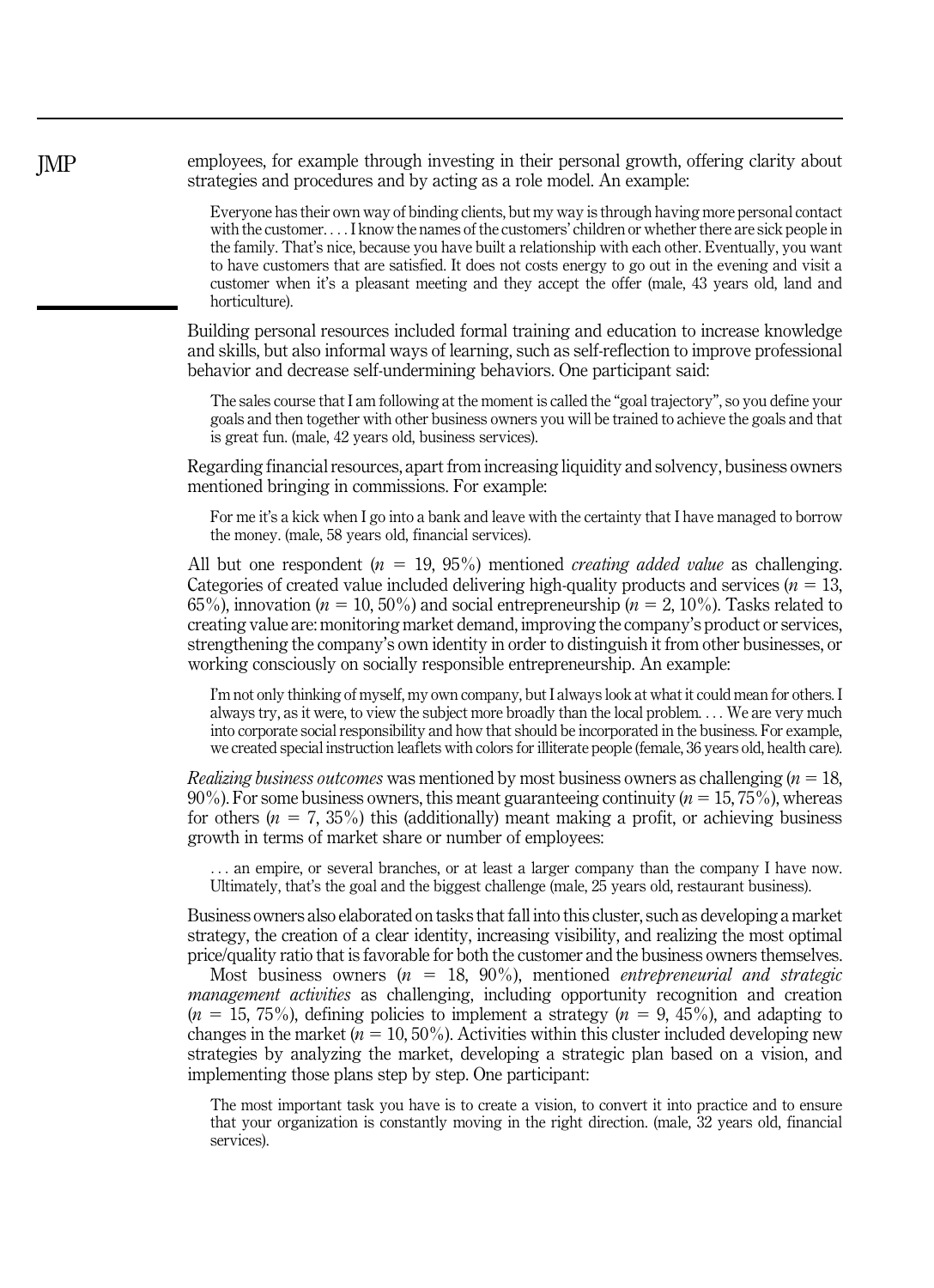employees, for example through investing in their personal growth, offering clarity about strategies and procedures and by acting as a role model. An example:

> Everyone has their own way of binding clients, but my way is through having more personal contact with the customer. . . . I know the names of the customers' children or whether there are sick people in the family. That's nice, because you have built a relationship with each other. Eventually, you want to have customers that are satisfied. It does not costs energy to go out in the evening and visit a customer when it's a pleasant meeting and they accept the offer (male, 43 years old, land and horticulture).

Building personal resources included formal training and education to increase knowledge and skills, but also informal ways of learning, such as self-reflection to improve professional behavior and decrease self-undermining behaviors. One participant said:

> The sales course that I am following at the moment is called the "goal trajectory", so you define your goals and then together with other business owners you will be trained to achieve the goals and that is great fun. (male, 42 years old, business services).

Regarding financial resources, apart from increasing liquidity and solvency, business owners mentioned bringing in commissions. For example:

> For me it's a kick when I go into a bank and leave with the certainty that I have managed to borrow the money. (male, 58 years old, financial services).

All but one respondent ($n$ = 19, 95%) mentioned *creating added value* as challenging. Categories of created value included delivering high-quality products and services ($n$ = 13, 65%), innovation ($n$ = 10, 50%) and social entrepreneurship ($n$ = 2, 10%). Tasks related to creating value are: monitoring market demand, improving the company's product or services, strengthening the company's own identity in order to distinguish it from other businesses, or working consciously on socially responsible entrepreneurship. An example:

> I'm not only thinking of myself, my own company, but I always look at what it could mean for others. I always try, as it were, to view the subject more broadly than the local problem. . . . We are very much into corporate social responsibility and how that should be incorporated in the business. For example, we created special instruction leaflets with colors for illiterate people (female, 36 years old, health care).

*Realizing business outcomes* was mentioned by most business owners as challenging ($n$ = 18, 90%). For some business owners, this meant guaranteeing continuity ($n$ = 15, 75%), whereas for others ($n$ = 7, 35%) this (additionally) meant making a profit, or achieving business growth in terms of market share or number of employees:

> . . . an empire, or several branches, or at least a larger company than the company I have now. Ultimately, that's the goal and the biggest challenge (male, 25 years old, restaurant business).

Business owners also elaborated on tasks that fall into this cluster, such as developing a market strategy, the creation of a clear identity, increasing visibility, and realizing the most optimal price/quality ratio that is favorable for both the customer and the business owners themselves.

Most business owners ($n$ = 18, 90%), mentioned *entrepreneurial and strategic management activities* as challenging, including opportunity recognition and creation ($n$ = 15, 75%), defining policies to implement a strategy ($n$ = 9, 45%), and adapting to changes in the market ($n$ = 10, 50%). Activities within this cluster included developing new strategies by analyzing the market, developing a strategic plan based on a vision, and implementing those plans step by step. One participant:

> The most important task you have is to create a vision, to convert it into practice and to ensure that your organization is constantly moving in the right direction. (male, 32 years old, financial services).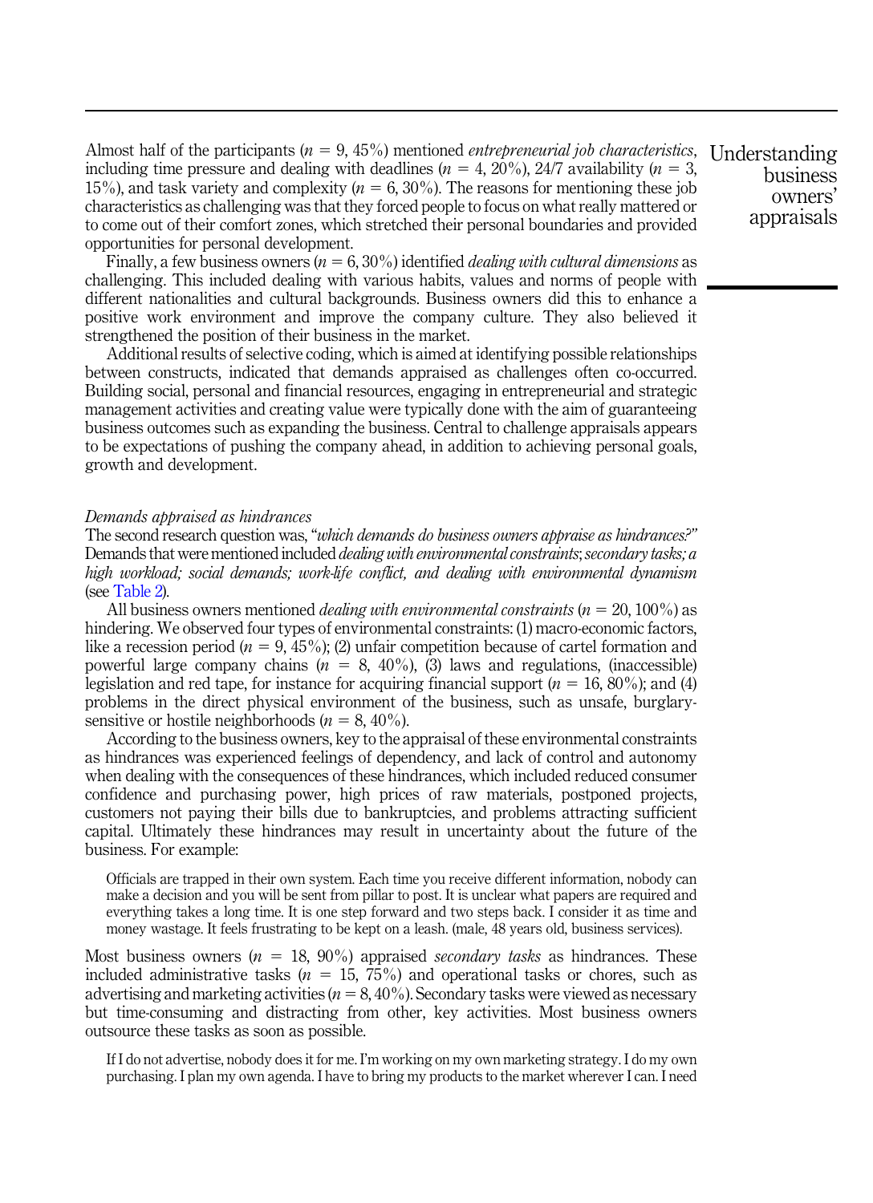Almost half of the participants ($n = 9$, 45%) mentioned *entrepreneurial job characteristics*, including time pressure and dealing with deadlines ($n = 4$, 20%), 24/7 availability ($n = 3$, 15%), and task variety and complexity ($n = 6$, 30%). The reasons for mentioning these job characteristics as challenging was that they forced people to focus on what really mattered or to come out of their comfort zones, which stretched their personal boundaries and provided opportunities for personal development.

Finally, a few business owners ($n = 6$, 30%) identified *dealing with cultural dimensions* as challenging. This included dealing with various habits, values and norms of people with different nationalities and cultural backgrounds. Business owners did this to enhance a positive work environment and improve the company culture. They also believed it strengthened the position of their business in the market.

Additional results of selective coding, which is aimed at identifying possible relationships between constructs, indicated that demands appraised as challenges often co-occurred. Building social, personal and financial resources, engaging in entrepreneurial and strategic management activities and creating value were typically done with the aim of guaranteeing business outcomes such as expanding the business. Central to challenge appraisals appears to be expectations of pushing the company ahead, in addition to achieving personal goals, growth and development.

### Demands appraised as hindrances

The second research question was, "*which demands do business owners appraise as hindrances?*" Demands that were mentioned included *dealing with environmental constraints*; *secondary tasks; a high workload; social demands; work-life conflict, and dealing with environmental dynamism* (see Table 2).

All business owners mentioned *dealing with environmental constraints* ($n = 20$, 100%) as hindering. We observed four types of environmental constraints: (1) macro-economic factors, like a recession period ($n = 9$, 45%); (2) unfair competition because of cartel formation and powerful large company chains ($n = 8$, 40%), (3) laws and regulations, (inaccessible) legislation and red tape, for instance for acquiring financial support ($n = 16$, 80%); and (4) problems in the direct physical environment of the business, such as unsafe, burglary-sensitive or hostile neighborhoods ($n = 8$, 40%).

According to the business owners, key to the appraisal of these environmental constraints as hindrances was experienced feelings of dependency, and lack of control and autonomy when dealing with the consequences of these hindrances, which included reduced consumer confidence and purchasing power, high prices of raw materials, postponed projects, customers not paying their bills due to bankruptcies, and problems attracting sufficient capital. Ultimately these hindrances may result in uncertainty about the future of the business. For example:

> Officials are trapped in their own system. Each time you receive different information, nobody can make a decision and you will be sent from pillar to post. It is unclear what papers are required and everything takes a long time. It is one step forward and two steps back. I consider it as time and money wastage. It feels frustrating to be kept on a leash. (male, 48 years old, business services).

Most business owners ($n = 18$, 90%) appraised *secondary tasks* as hindrances. These included administrative tasks ($n = 15$, 75%) and operational tasks or chores, such as advertising and marketing activities ($n = 8$, 40%). Secondary tasks were viewed as necessary but time-consuming and distracting from other, key activities. Most business owners outsource these tasks as soon as possible.

> If I do not advertise, nobody does it for me. I'm working on my own marketing strategy. I do my own purchasing. I plan my own agenda. I have to bring my products to the market wherever I can. I need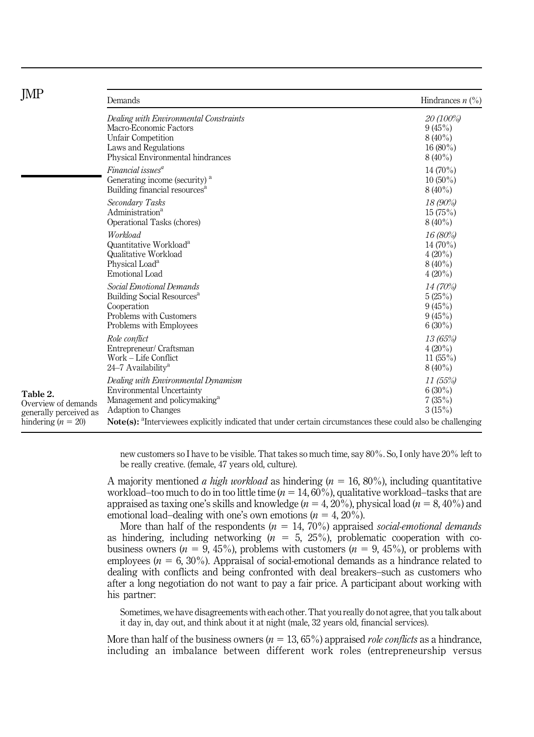Table 2. Overview of demands generally perceived as hindering ($n = 20$)

| Demands | Hindrances $n$ (%) |
|---|---|
| *Dealing with Environmental Constraints* | *20 (100%)* |
| Macro-Economic Factors | 9 (45%) |
| Unfair Competition | 8 (40%) |
| Laws and Regulations | 16 (80%) |
| Physical Environmental hindrances | 8 (40%) |
| *Financial issues*[a] | 14 (70%) |
| Generating income (security)[a] | 10 (50%) |
| Building financial resources[a] | 8 (40%) |
| *Secondary Tasks* | *18 (90%)* |
| Administration[a] | 15 (75%) |
| Operational Tasks (chores) | 8 (40%) |
| *Workload* | *16 (80%)* |
| Quantitative Workload[a] | 14 (70%) |
| Qualitative Workload | 4 (20%) |
| Physical Load[a] | 8 (40%) |
| Emotional Load | 4 (20%) |
| *Social Emotional Demands* | *14 (70%)* |
| Building Social Resources[a] | 5 (25%) |
| Cooperation | 9 (45%) |
| Problems with Customers | 9 (45%) |
| Problems with Employees | 6 (30%) |
| *Role conflict* | *13 (65%)* |
| Entrepreneur/ Craftsman | 4 (20%) |
| Work – Life Conflict | 11 (55%) |
| 24–7 Availability[a] | 8 (40%) |
| *Dealing with Environmental Dynamism* | *11 (55%)* |
| Environmental Uncertainty | 6 (30%) |
| Management and policymaking[a] | 7 (35%) |
| Adaption to Changes | 3 (15%) |

**Note(s):** [a]Interviewees explicitly indicated that under certain circumstances these could also be challenging

> new customers so I have to be visible. That takes so much time, say 80%. So, I only have 20% left to be really creative. (female, 47 years old, culture).

A majority mentioned *a high workload* as hindering ($n = 16$, 80%), including quantitative workload–too much to do in too little time ($n = 14$, 60%), qualitative workload–tasks that are appraised as taxing one's skills and knowledge ($n = 4$, 20%), physical load ($n = 8$, 40%) and emotional load–dealing with one's own emotions ($n = 4$, 20%).

More than half of the respondents ($n = 14$, 70%) appraised *social-emotional demands* as hindering, including networking ($n = 5$, 25%), problematic cooperation with co-business owners ($n = 9$, 45%), problems with customers ($n = 9$, 45%), or problems with employees ($n = 6$, 30%). Appraisal of social-emotional demands as a hindrance related to dealing with conflicts and being confronted with deal breakers–such as customers who after a long negotiation do not want to pay a fair price. A participant about working with his partner:

> Sometimes, we have disagreements with each other. That you really do not agree, that you talk about it day in, day out, and think about it at night (male, 32 years old, financial services).

More than half of the business owners ($n = 13$, 65%) appraised *role conflicts* as a hindrance, including an imbalance between different work roles (entrepreneurship versus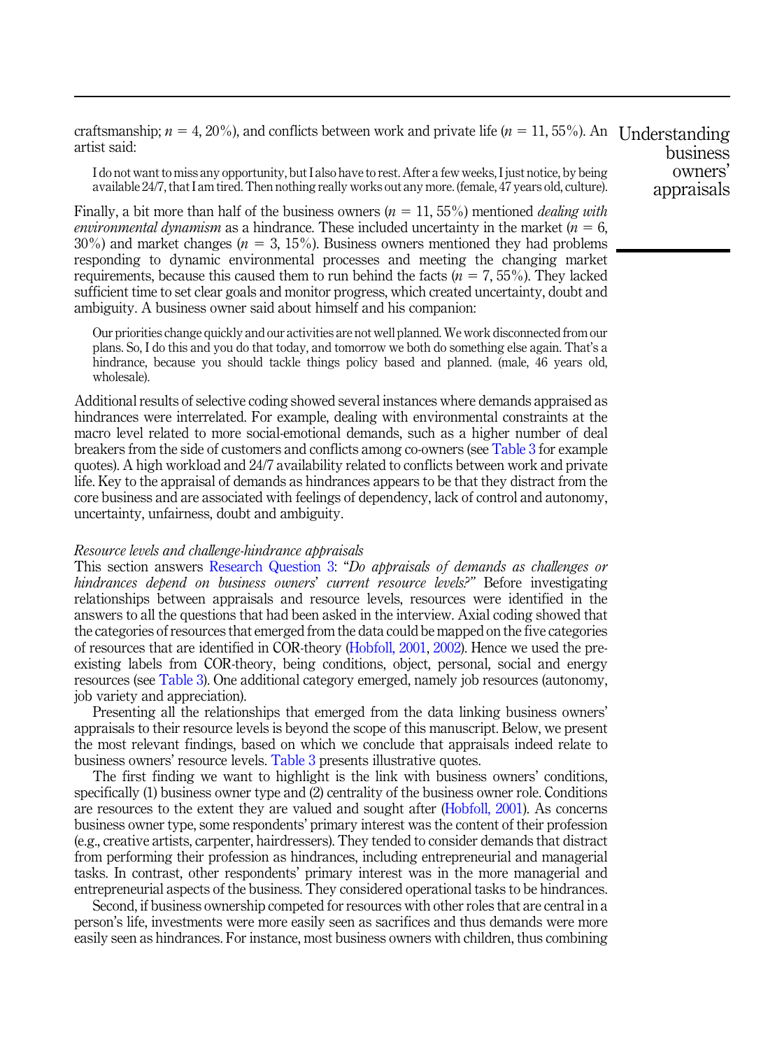craftsmanship; $n = 4$, 20%), and conflicts between work and private life ($n = 11$, 55%). An artist said:

> I do not want to miss any opportunity, but I also have to rest. After a few weeks, I just notice, by being available 24/7, that I am tired. Then nothing really works out any more. (female, 47 years old, culture).

Finally, a bit more than half of the business owners ($n = 11$, 55%) mentioned *dealing with environmental dynamism* as a hindrance. These included uncertainty in the market ($n = 6$, 30%) and market changes ($n = 3$, 15%). Business owners mentioned they had problems responding to dynamic environmental processes and meeting the changing market requirements, because this caused them to run behind the facts ($n = 7$, 55%). They lacked sufficient time to set clear goals and monitor progress, which created uncertainty, doubt and ambiguity. A business owner said about himself and his companion:

> Our priorities change quickly and our activities are not well planned. We work disconnected from our plans. So, I do this and you do that today, and tomorrow we both do something else again. That's a hindrance, because you should tackle things policy based and planned. (male, 46 years old, wholesale).

Additional results of selective coding showed several instances where demands appraised as hindrances were interrelated. For example, dealing with environmental constraints at the macro level related to more social-emotional demands, such as a higher number of deal breakers from the side of customers and conflicts among co-owners (see Table 3 for example quotes). A high workload and 24/7 availability related to conflicts between work and private life. Key to the appraisal of demands as hindrances appears to be that they distract from the core business and are associated with feelings of dependency, lack of control and autonomy, uncertainty, unfairness, doubt and ambiguity.

### *Resource levels and challenge-hindrance appraisals*

This section answers Research Question 3: "*Do appraisals of demands as challenges or hindrances depend on business owners' current resource levels?*" Before investigating relationships between appraisals and resource levels, resources were identified in the answers to all the questions that had been asked in the interview. Axial coding showed that the categories of resources that emerged from the data could be mapped on the five categories of resources that are identified in COR-theory (Hobfoll, 2001, 2002). Hence we used the pre-existing labels from COR-theory, being conditions, object, personal, social and energy resources (see Table 3). One additional category emerged, namely job resources (autonomy, job variety and appreciation).

Presenting all the relationships that emerged from the data linking business owners' appraisals to their resource levels is beyond the scope of this manuscript. Below, we present the most relevant findings, based on which we conclude that appraisals indeed relate to business owners' resource levels. Table 3 presents illustrative quotes.

The first finding we want to highlight is the link with business owners' conditions, specifically (1) business owner type and (2) centrality of the business owner role. Conditions are resources to the extent they are valued and sought after (Hobfoll, 2001). As concerns business owner type, some respondents' primary interest was the content of their profession (e.g., creative artists, carpenter, hairdressers). They tended to consider demands that distract from performing their profession as hindrances, including entrepreneurial and managerial tasks. In contrast, other respondents' primary interest was in the more managerial and entrepreneurial aspects of the business. They considered operational tasks to be hindrances.

Second, if business ownership competed for resources with other roles that are central in a person's life, investments were more easily seen as sacrifices and thus demands were more easily seen as hindrances. For instance, most business owners with children, thus combining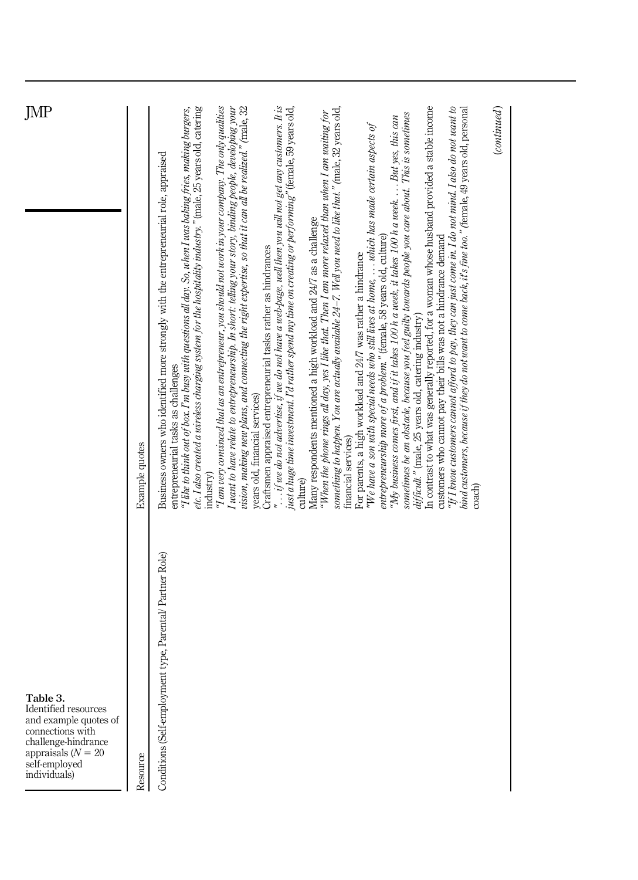**Table 3.** Identified resources and example quotes of connections with challenge-hindrance appraisals ($N = 20$ self-employed individuals)

| Resource | Example quotes |
|---|---|
| Conditions (Self-employment type, Parental/ Partner Role) | Business owners who identified more strongly with the entrepreneurial role, appraised entrepreneurial tasks as challenges<br>*"I like to think out of box. I'm busy with questions all day. So, when I was baking fries, making burgers, etc. I also created a wireless charging system for the hospitality industry."* (male, 25 years old, catering industry)<br>*"I am very convinced that as an entrepreneur, you should not work in your company. The only qualities I want to have relate to entrepreneurship. In short: telling your story, binding people, developing your vision, making new plans, and connecting the right expertise, so that it can all be realized."* (male, 32 years old, financial services)<br>Craftsmen appraised entrepreneurial tasks rather as hindrances<br>*"... if we do not advertise, if we do not have a web-page, well then you will not get any customers. It is just a huge time investment. I'd rather spend my time on creating or performing"* (female, 59 years old, culture)<br>Many respondents mentioned a high workload and 24/7 as a challenge<br>*"When the phone rings all day, yes I like that. Then I am more relaxed than when I am waiting for something to happen. You are actually available 24–7. Well you need to like that."* (male, 32 years old, financial services)<br>For parents, a high workload and 24/7 was rather a hindrance<br>*"We have a son with special needs who still lives at home, ... which has made certain aspects of entrepreneurship more of a problem."* (female, 58 years old, culture)<br>*"My business comes first, and if it takes 100 h a week, it takes 100 h a week. ... But yes, this can sometimes be an obstacle, because you feel guilty towards people you care about. This is sometimes difficult."* (male, 25 years old, catering industry)<br>In contrast to what was generally reported, for a woman whose husband provided a stable income customers who cannot pay their bills was not a hindrance demand<br>*"If I know customers cannot afford to pay, they can just come in. I also do not mind. I also do not want to bind customers, because if they do not want to come back, it's fine too."* (female, 49 years old, personal coach) |

(*continued*)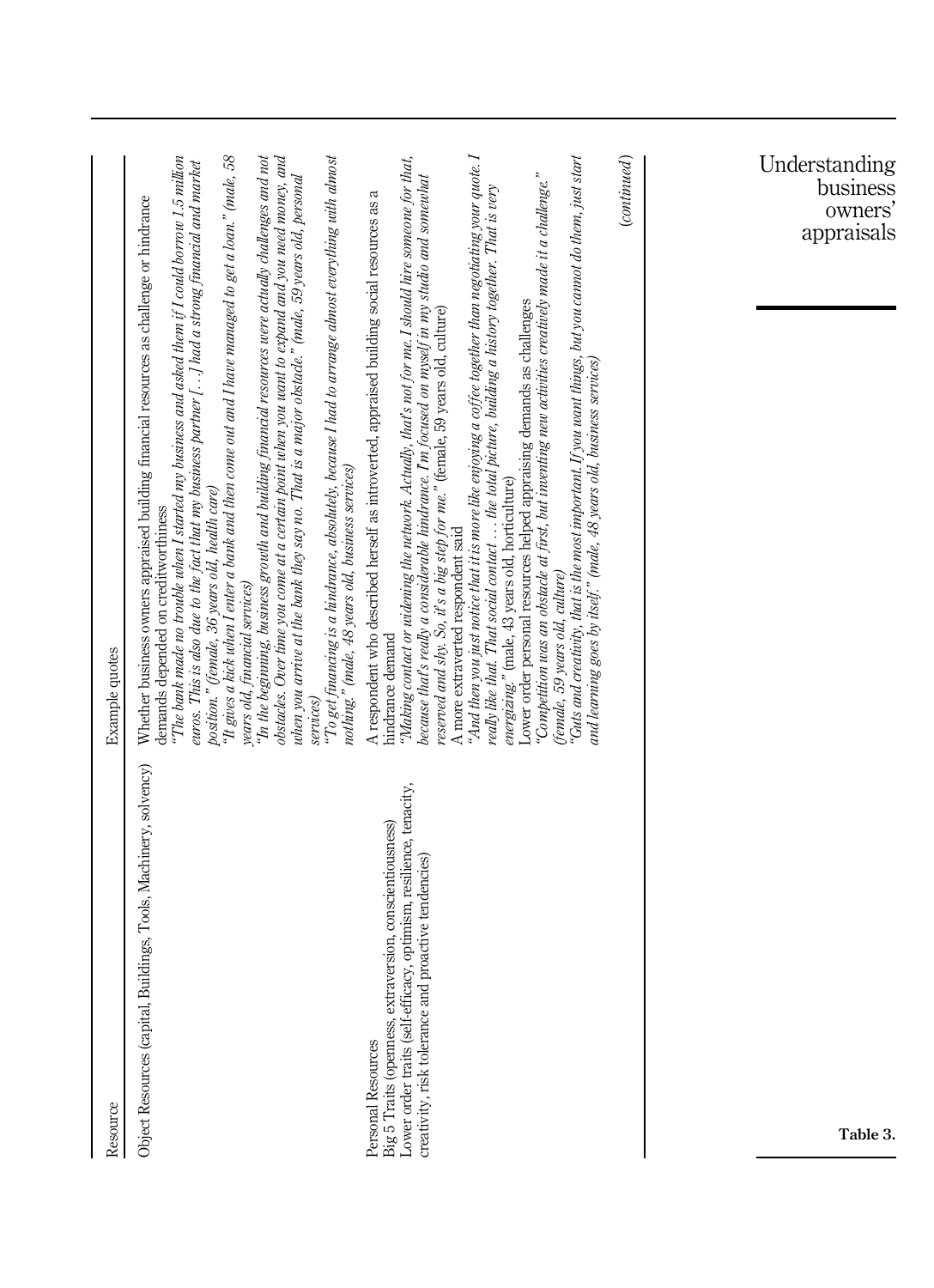Table 3.

| Resource | Example quotes |
| --- | --- |
| Object Resources (capital, Buildings, Tools, Machinery, solvency) | Whether business owners appraised building financial resources as challenge or hindrance demands depended on creditworthiness<br>*"The bank made no trouble when I started my business and asked them if I could borrow 1.5 million euros. This is also due to the fact that my business partner [...] had a strong financial and market position." (female, 36 years old, health care)*<br>*"It gives a kick when I enter a bank and then come out and I have managed to get a loan." (male, 58 years old, financial services)*<br>*"In the beginning, business growth and building financial resources were actually challenges and not obstacles. Over time you come at a certain point when you want to expand and you need money, and when you arrive at the bank they say no. That is a major obstacle." (male, 59 years old, personal services)*<br>*"To get financing is a hindrance, absolutely, because I had to arrange almost everything with almost nothing." (male, 48 years old, business services)* |
| Personal Resources<br>Big 5 Traits (openness, extraversion, conscientiousness)<br>Lower order traits (self-efficacy, optimism, resilience, tenacity, creativity, risk tolerance and proactive tendencies) | A respondent who described herself as introverted, appraised building social resources as a hindrance demand<br>*"Making contact or widening the network. Actually, that's not for me. I should hire someone for that, because that's really a considerable hindrance. I'm focused on myself in my studio and somewhat reserved and shy. So, it's a big step for me."* (female, 59 years old, culture)<br>A more extraverted respondent said<br>*"And then you just notice that it is more like enjoying a coffee together than negotiating your quote. I really like that. That social contact ... the total picture, building a history together. That is very energizing."* (male, 43 years old, horticulture)<br>Lower order personal resources helped appraising demands as challenges<br>*"Competition was an obstacle at first, but inventing new activities creatively made it a challenge." (female, 59 years old, culture)*<br>*"Guts and creativity, that is the most important. If you want things, but you cannot do them, just start and learning goes by itself." (male, 48 years old, business services)* |

(*continued*)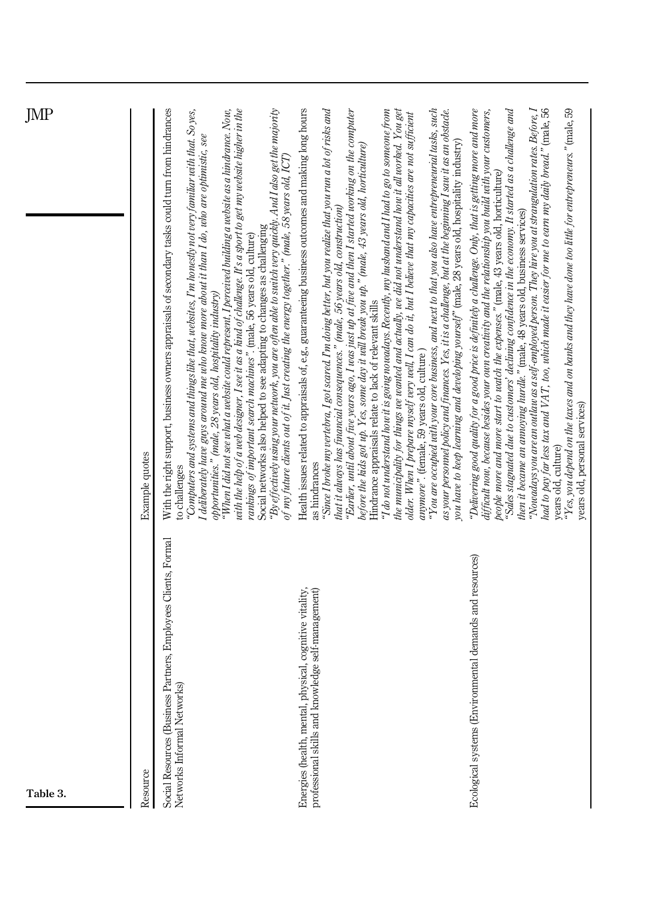**Table 3.**

| Resource | Example quotes |
|---|---|
| Social Resources (Business Partners, Employees Clients, Formal Networks Informal Networks) | With the right support, business owners appraisals of secondary tasks could turn from hindrances to challenges<br>*"Computers and systems and things like that, websites, I'm honestly not very familiar with that. So yes, I deliberately have guys around me who know more about it than I do, who are optimistic, see opportunities." (male, 28 years old, hospitality industry)*<br>*"When I did not see what a website could represent, I perceived building a website as a hindrance. Now, with the help of a web designer, I see it as a kind of challenge. It's a sport to get my website higher in the rankings of important search machines"*. (male, 56 years old, culture)<br>Social networks also helped to see adapting to changes as challenging<br>*"By effectively using your network, you are often able to switch very quickly. And I also get the majority of my future clients out of it. Just creating the energy together." (male, 58 years old, ICT)* |
| Energies (health, mental, physical, cognitive vitality, professional skills and knowledge self-management) | Health issues related to appraisals of, e.g., guaranteeing business outcomes and making long hours as hindrances<br>*"Since I broke my vertebra, I got scared. I'm doing better, but you realize that you run a lot of risks and that it always has financial consequences." (male, 56 years old, construction)*<br>*"Earlier, until about five years ago, I was just up at five and then I started working on the computer before the kids got up. Yes, some day it will break you up." (male, 43 years old, horticulture)*<br>Hindrance appraisals relate to lack of relevant skills<br>*"I do not understand how it is going nowadays. Recently, my husband and I had to go to someone from the municipality for things we wanted and actually, we did not understand how it all worked. You get older. When I prepare myself very well, I can do it, but I believe that my capacities are not sufficient anymore"*. (female, 59 years old, culture )<br>*"You are occupied with your core business, and next to that you also have entrepreneurial tasks, such as your personnel policy and finances. Yes, it is a challenge, but at the beginning I saw it as an obstacle. you have to keep learning and developing yourself"* (male, 28 years old, hospitality industry) |
| Ecological systems (Environmental demands and resources) | *"Delivering good quality for a good price is definitely a challenge. Only, that is getting more and more difficult now, because besides your own creativity and the relationship you build with your customers, people more and more start to watch the expenses."* (male, 43 years old, horticulture)<br>*"Sales stagnated due to customers' declining confidence in the economy. It started as a challenge and then it became an annoying hurdle."* (male, 48 years old, business services)<br>*"Nowadays you are an outlaw as a self-employed person. They hire you at strangulation rates. Before, I had to pay far less tax and VAT, too, which made it easier for me to earn my daily bread."* (male, 56 years old, culture)<br>*"Yes, you depend on the taxes and on banks and they have done too little for entrepreneurs."* (male, 59 years old, personal services) |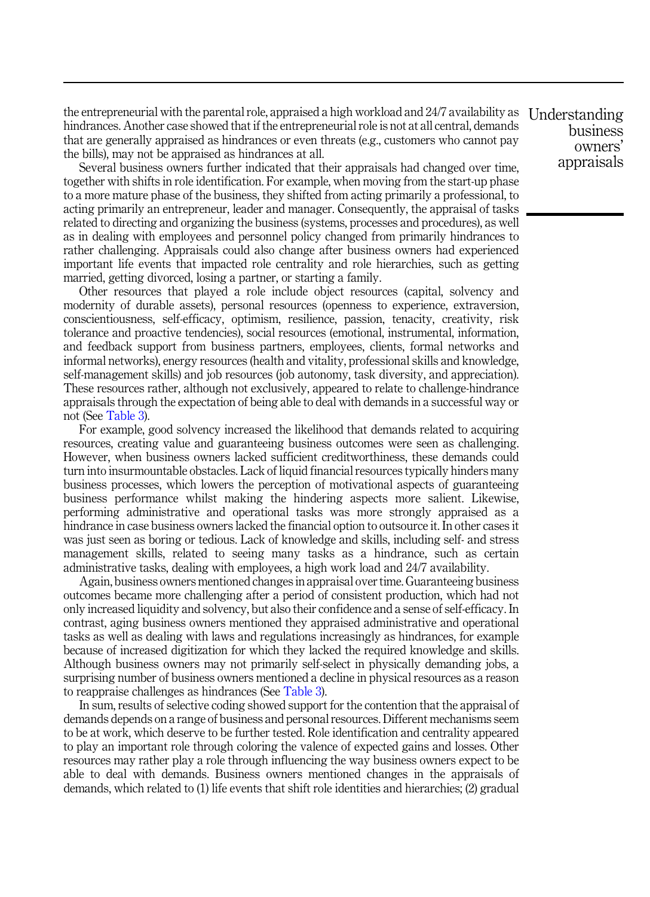the entrepreneurial with the parental role, appraised a high workload and 24/7 availability as hindrances. Another case showed that if the entrepreneurial role is not at all central, demands that are generally appraised as hindrances or even threats (e.g., customers who cannot pay the bills), may not be appraised as hindrances at all.

Several business owners further indicated that their appraisals had changed over time, together with shifts in role identification. For example, when moving from the start-up phase to a more mature phase of the business, they shifted from acting primarily a professional, to acting primarily an entrepreneur, leader and manager. Consequently, the appraisal of tasks related to directing and organizing the business (systems, processes and procedures), as well as in dealing with employees and personnel policy changed from primarily hindrances to rather challenging. Appraisals could also change after business owners had experienced important life events that impacted role centrality and role hierarchies, such as getting married, getting divorced, losing a partner, or starting a family.

Other resources that played a role include object resources (capital, solvency and modernity of durable assets), personal resources (openness to experience, extraversion, conscientiousness, self-efficacy, optimism, resilience, passion, tenacity, creativity, risk tolerance and proactive tendencies), social resources (emotional, instrumental, information, and feedback support from business partners, employees, clients, formal networks and informal networks), energy resources (health and vitality, professional skills and knowledge, self-management skills) and job resources (job autonomy, task diversity, and appreciation). These resources rather, although not exclusively, appeared to relate to challenge-hindrance appraisals through the expectation of being able to deal with demands in a successful way or not (See Table 3).

For example, good solvency increased the likelihood that demands related to acquiring resources, creating value and guaranteeing business outcomes were seen as challenging. However, when business owners lacked sufficient creditworthiness, these demands could turn into insurmountable obstacles. Lack of liquid financial resources typically hinders many business processes, which lowers the perception of motivational aspects of guaranteeing business performance whilst making the hindering aspects more salient. Likewise, performing administrative and operational tasks was more strongly appraised as a hindrance in case business owners lacked the financial option to outsource it. In other cases it was just seen as boring or tedious. Lack of knowledge and skills, including self- and stress management skills, related to seeing many tasks as a hindrance, such as certain administrative tasks, dealing with employees, a high work load and 24/7 availability.

Again, business owners mentioned changes in appraisal over time. Guaranteeing business outcomes became more challenging after a period of consistent production, which had not only increased liquidity and solvency, but also their confidence and a sense of self-efficacy. In contrast, aging business owners mentioned they appraised administrative and operational tasks as well as dealing with laws and regulations increasingly as hindrances, for example because of increased digitization for which they lacked the required knowledge and skills. Although business owners may not primarily self-select in physically demanding jobs, a surprising number of business owners mentioned a decline in physical resources as a reason to reappraise challenges as hindrances (See Table 3).

In sum, results of selective coding showed support for the contention that the appraisal of demands depends on a range of business and personal resources. Different mechanisms seem to be at work, which deserve to be further tested. Role identification and centrality appeared to play an important role through coloring the valence of expected gains and losses. Other resources may rather play a role through influencing the way business owners expect to be able to deal with demands. Business owners mentioned changes in the appraisals of demands, which related to (1) life events that shift role identities and hierarchies; (2) gradual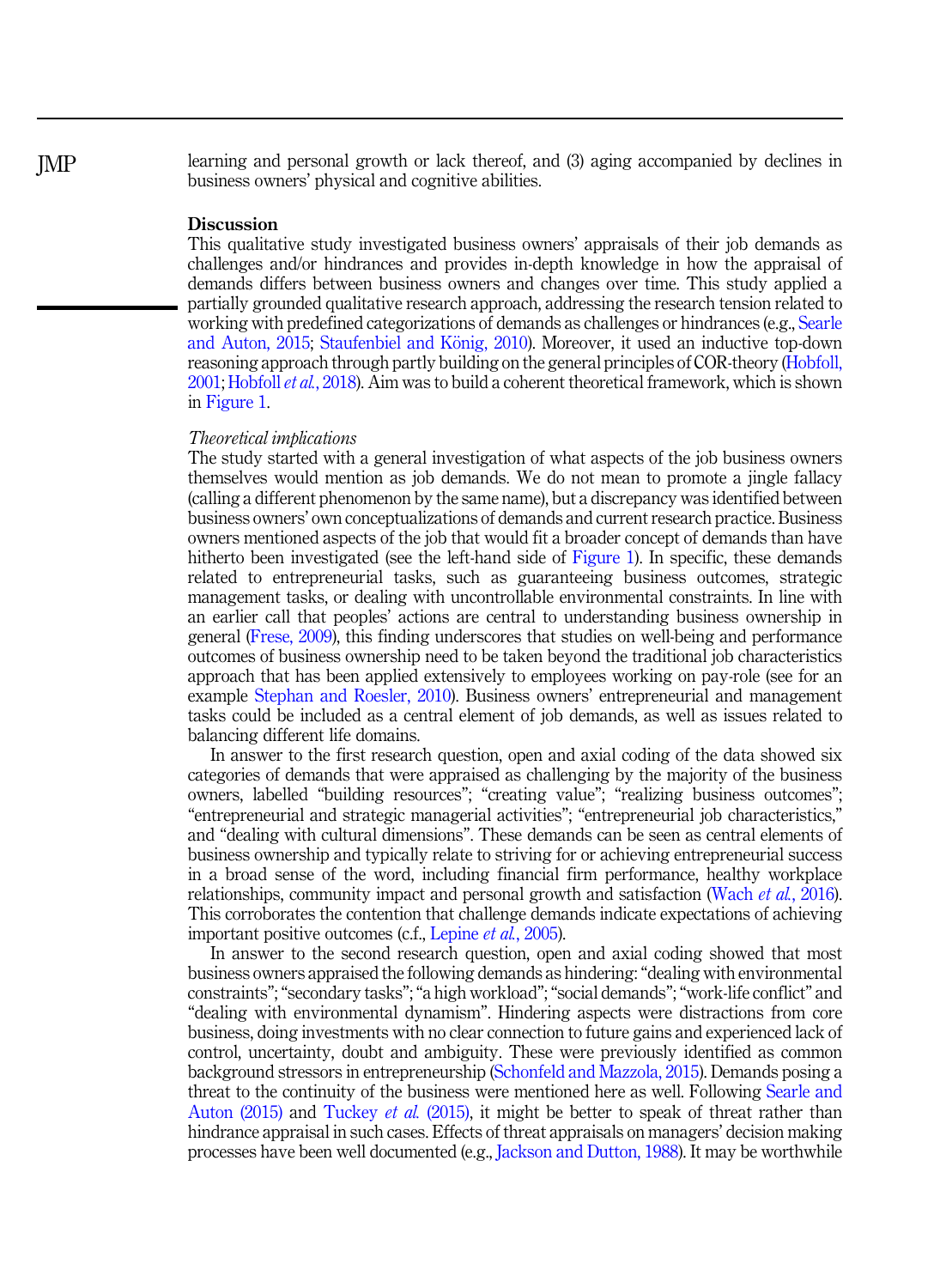learning and personal growth or lack thereof, and (3) aging accompanied by declines in business owners' physical and cognitive abilities.

## Discussion

This qualitative study investigated business owners' appraisals of their job demands as challenges and/or hindrances and provides in-depth knowledge in how the appraisal of demands differs between business owners and changes over time. This study applied a partially grounded qualitative research approach, addressing the research tension related to working with predefined categorizations of demands as challenges or hindrances (e.g., Searle and Auton, 2015; Staufenbiel and König, 2010). Moreover, it used an inductive top-down reasoning approach through partly building on the general principles of COR-theory (Hobfoll, 2001; Hobfoll *et al.*, 2018). Aim was to build a coherent theoretical framework, which is shown in Figure 1.

### *Theoretical implications*

The study started with a general investigation of what aspects of the job business owners themselves would mention as job demands. We do not mean to promote a jingle fallacy (calling a different phenomenon by the same name), but a discrepancy was identified between business owners' own conceptualizations of demands and current research practice. Business owners mentioned aspects of the job that would fit a broader concept of demands than have hitherto been investigated (see the left-hand side of Figure 1). In specific, these demands related to entrepreneurial tasks, such as guaranteeing business outcomes, strategic management tasks, or dealing with uncontrollable environmental constraints. In line with an earlier call that peoples' actions are central to understanding business ownership in general (Frese, 2009), this finding underscores that studies on well-being and performance outcomes of business ownership need to be taken beyond the traditional job characteristics approach that has been applied extensively to employees working on pay-role (see for an example Stephan and Roesler, 2010). Business owners' entrepreneurial and management tasks could be included as a central element of job demands, as well as issues related to balancing different life domains.

In answer to the first research question, open and axial coding of the data showed six categories of demands that were appraised as challenging by the majority of the business owners, labelled "building resources"; "creating value"; "realizing business outcomes"; "entrepreneurial and strategic managerial activities"; "entrepreneurial job characteristics," and "dealing with cultural dimensions". These demands can be seen as central elements of business ownership and typically relate to striving for or achieving entrepreneurial success in a broad sense of the word, including financial firm performance, healthy workplace relationships, community impact and personal growth and satisfaction (Wach *et al.*, 2016). This corroborates the contention that challenge demands indicate expectations of achieving important positive outcomes (c.f., Lepine *et al.*, 2005).

In answer to the second research question, open and axial coding showed that most business owners appraised the following demands as hindering: "dealing with environmental constraints"; "secondary tasks"; "a high workload"; "social demands"; "work-life conflict" and "dealing with environmental dynamism". Hindering aspects were distractions from core business, doing investments with no clear connection to future gains and experienced lack of control, uncertainty, doubt and ambiguity. These were previously identified as common background stressors in entrepreneurship (Schonfeld and Mazzola, 2015). Demands posing a threat to the continuity of the business were mentioned here as well. Following Searle and Auton (2015) and Tuckey *et al.* (2015), it might be better to speak of threat rather than hindrance appraisal in such cases. Effects of threat appraisals on managers' decision making processes have been well documented (e.g., Jackson and Dutton, 1988). It may be worthwhile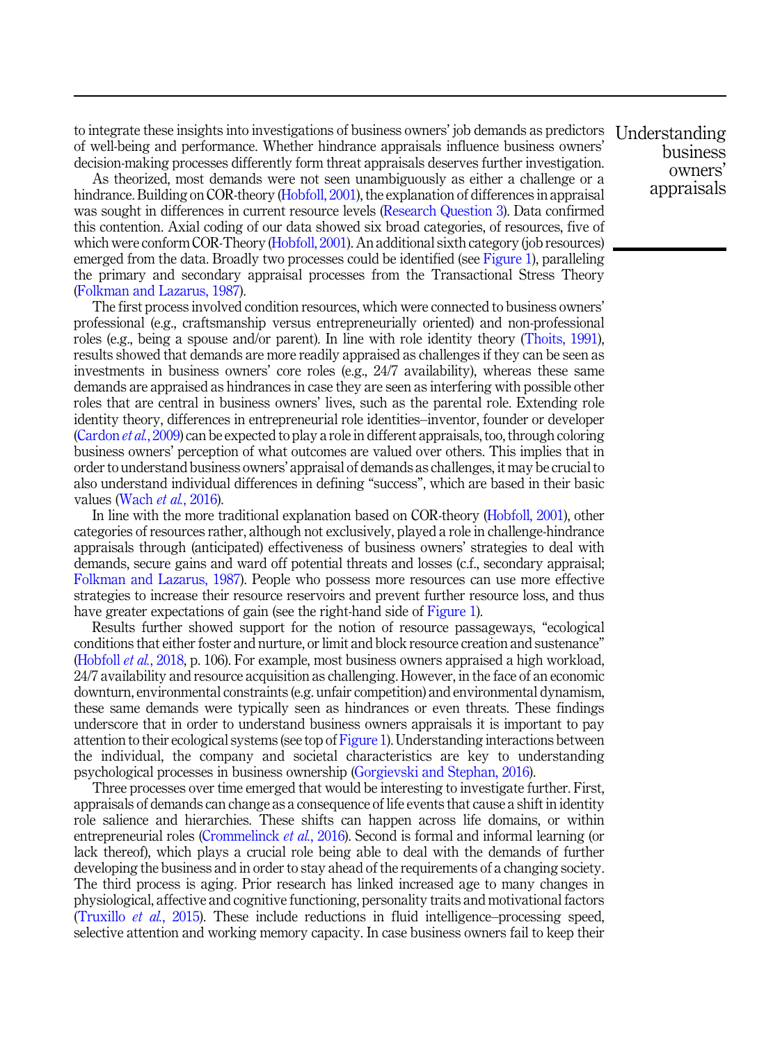to integrate these insights into investigations of business owners' job demands as predictors of well-being and performance. Whether hindrance appraisals influence business owners' decision-making processes differently form threat appraisals deserves further investigation.

As theorized, most demands were not seen unambiguously as either a challenge or a hindrance. Building on COR-theory (Hobfoll, 2001), the explanation of differences in appraisal was sought in differences in current resource levels (Research Question 3). Data confirmed this contention. Axial coding of our data showed six broad categories, of resources, five of which were conform COR-Theory (Hobfoll, 2001). An additional sixth category (job resources) emerged from the data. Broadly two processes could be identified (see Figure 1), paralleling the primary and secondary appraisal processes from the Transactional Stress Theory (Folkman and Lazarus, 1987).

The first process involved condition resources, which were connected to business owners' professional (e.g., craftsmanship versus entrepreneurially oriented) and non-professional roles (e.g., being a spouse and/or parent). In line with role identity theory (Thoits, 1991), results showed that demands are more readily appraised as challenges if they can be seen as investments in business owners' core roles (e.g., 24/7 availability), whereas these same demands are appraised as hindrances in case they are seen as interfering with possible other roles that are central in business owners' lives, such as the parental role. Extending role identity theory, differences in entrepreneurial role identities–inventor, founder or developer (Cardon *et al.*, 2009) can be expected to play a role in different appraisals, too, through coloring business owners' perception of what outcomes are valued over others. This implies that in order to understand business owners' appraisal of demands as challenges, it may be crucial to also understand individual differences in defining "success", which are based in their basic values (Wach *et al.*, 2016).

In line with the more traditional explanation based on COR-theory (Hobfoll, 2001), other categories of resources rather, although not exclusively, played a role in challenge-hindrance appraisals through (anticipated) effectiveness of business owners' strategies to deal with demands, secure gains and ward off potential threats and losses (c.f., secondary appraisal; Folkman and Lazarus, 1987). People who possess more resources can use more effective strategies to increase their resource reservoirs and prevent further resource loss, and thus have greater expectations of gain (see the right-hand side of Figure 1).

Results further showed support for the notion of resource passageways, "ecological conditions that either foster and nurture, or limit and block resource creation and sustenance" (Hobfoll *et al.*, 2018, p. 106). For example, most business owners appraised a high workload, 24/7 availability and resource acquisition as challenging. However, in the face of an economic downturn, environmental constraints (e.g. unfair competition) and environmental dynamism, these same demands were typically seen as hindrances or even threats. These findings underscore that in order to understand business owners appraisals it is important to pay attention to their ecological systems (see top of Figure 1). Understanding interactions between the individual, the company and societal characteristics are key to understanding psychological processes in business ownership (Gorgievski and Stephan, 2016).

Three processes over time emerged that would be interesting to investigate further. First, appraisals of demands can change as a consequence of life events that cause a shift in identity role salience and hierarchies. These shifts can happen across life domains, or within entrepreneurial roles (Crommelinck *et al.*, 2016). Second is formal and informal learning (or lack thereof), which plays a crucial role being able to deal with the demands of further developing the business and in order to stay ahead of the requirements of a changing society. The third process is aging. Prior research has linked increased age to many changes in physiological, affective and cognitive functioning, personality traits and motivational factors (Truxillo *et al.*, 2015). These include reductions in fluid intelligence–processing speed, selective attention and working memory capacity. In case business owners fail to keep their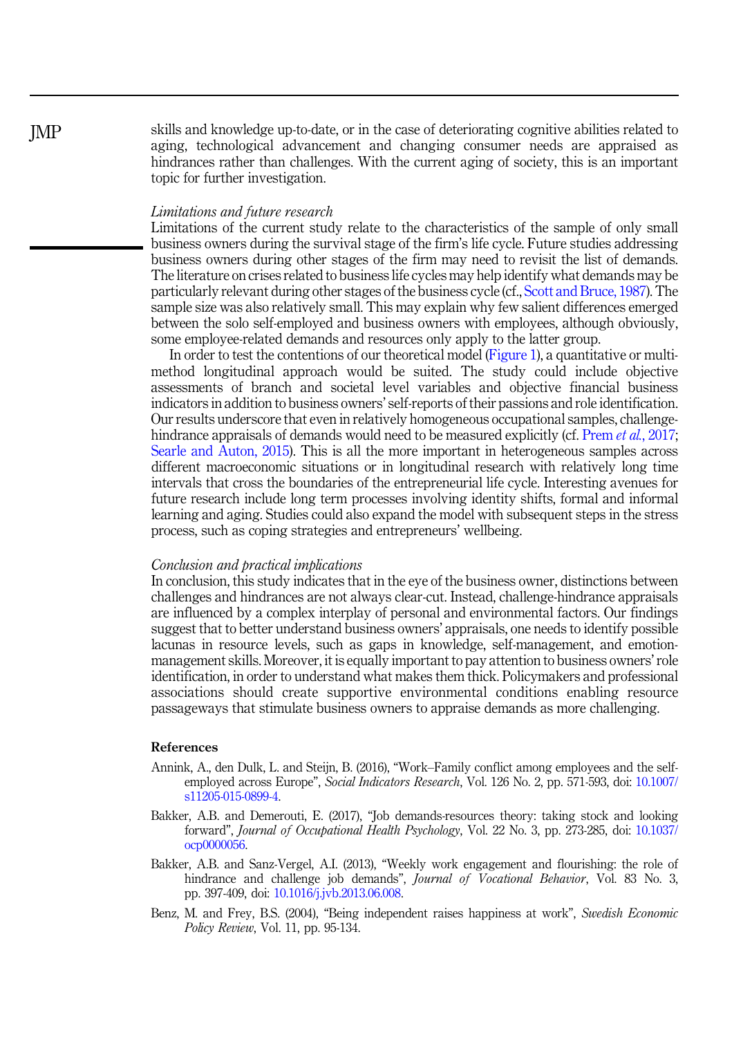skills and knowledge up-to-date, or in the case of deteriorating cognitive abilities related to aging, technological advancement and changing consumer needs are appraised as hindrances rather than challenges. With the current aging of society, this is an important topic for further investigation.

*Limitations and future research*

Limitations of the current study relate to the characteristics of the sample of only small business owners during the survival stage of the firm's life cycle. Future studies addressing business owners during other stages of the firm may need to revisit the list of demands. The literature on crises related to business life cycles may help identify what demands may be particularly relevant during other stages of the business cycle (cf., Scott and Bruce, 1987). The sample size was also relatively small. This may explain why few salient differences emerged between the solo self-employed and business owners with employees, although obviously, some employee-related demands and resources only apply to the latter group.

In order to test the contentions of our theoretical model (Figure 1), a quantitative or multi-method longitudinal approach would be suited. The study could include objective assessments of branch and societal level variables and objective financial business indicators in addition to business owners' self-reports of their passions and role identification. Our results underscore that even in relatively homogeneous occupational samples, challenge-hindrance appraisals of demands would need to be measured explicitly (cf. Prem *et al.*, 2017; Searle and Auton, 2015). This is all the more important in heterogeneous samples across different macroeconomic situations or in longitudinal research with relatively long time intervals that cross the boundaries of the entrepreneurial life cycle. Interesting avenues for future research include long term processes involving identity shifts, formal and informal learning and aging. Studies could also expand the model with subsequent steps in the stress process, such as coping strategies and entrepreneurs' wellbeing.

*Conclusion and practical implications*

In conclusion, this study indicates that in the eye of the business owner, distinctions between challenges and hindrances are not always clear-cut. Instead, challenge-hindrance appraisals are influenced by a complex interplay of personal and environmental factors. Our findings suggest that to better understand business owners' appraisals, one needs to identify possible lacunas in resource levels, such as gaps in knowledge, self-management, and emotion-management skills. Moreover, it is equally important to pay attention to business owners' role identification, in order to understand what makes them thick. Policymakers and professional associations should create supportive environmental conditions enabling resource passageways that stimulate business owners to appraise demands as more challenging.

**References**

Annink, A., den Dulk, L. and Steijn, B. (2016), "Work–Family conflict among employees and the self-employed across Europe", *Social Indicators Research*, Vol. 126 No. 2, pp. 571-593, doi: 10.1007/s11205-015-0899-4.

Bakker, A.B. and Demerouti, E. (2017), "Job demands-resources theory: taking stock and looking forward", *Journal of Occupational Health Psychology*, Vol. 22 No. 3, pp. 273-285, doi: 10.1037/ocp0000056.

Bakker, A.B. and Sanz-Vergel, A.I. (2013), "Weekly work engagement and flourishing: the role of hindrance and challenge job demands", *Journal of Vocational Behavior*, Vol. 83 No. 3, pp. 397-409, doi: 10.1016/j.jvb.2013.06.008.

Benz, M. and Frey, B.S. (2004), "Being independent raises happiness at work", *Swedish Economic Policy Review*, Vol. 11, pp. 95-134.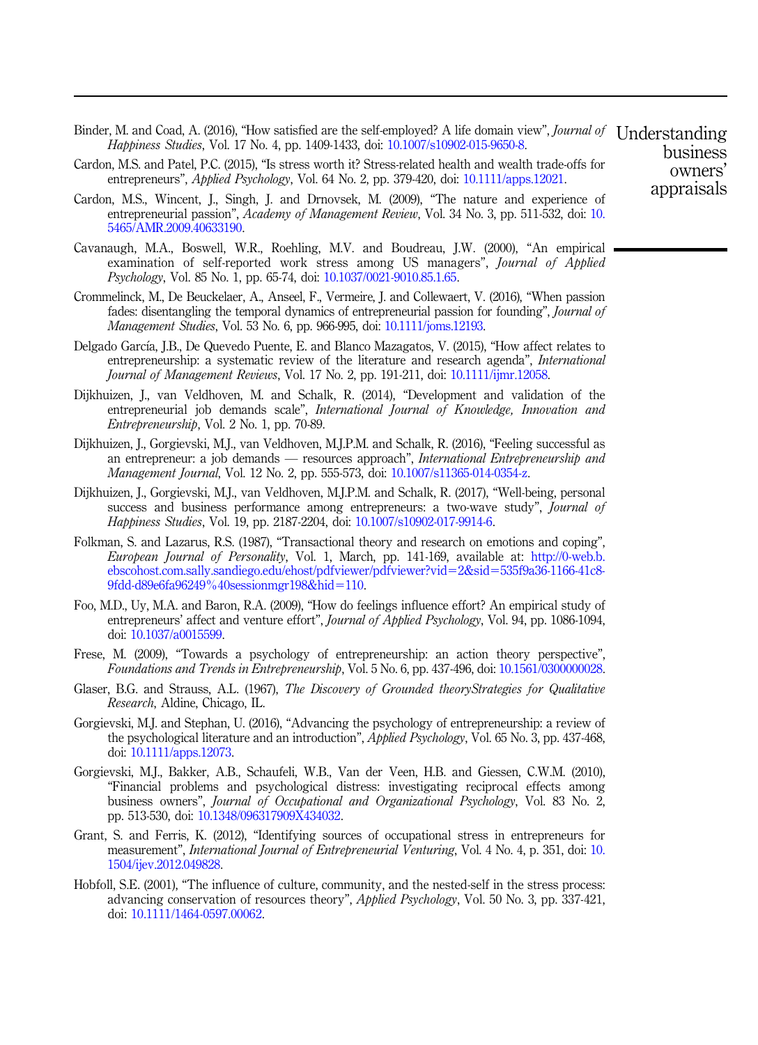Binder, M. and Coad, A. (2016), "How satisfied are the self-employed? A life domain view", *Journal of Happiness Studies*, Vol. 17 No. 4, pp. 1409-1433, doi: 10.1007/s10902-015-9650-8.

Cardon, M.S. and Patel, P.C. (2015), "Is stress worth it? Stress-related health and wealth trade-offs for entrepreneurs", *Applied Psychology*, Vol. 64 No. 2, pp. 379-420, doi: 10.1111/apps.12021.

Cardon, M.S., Wincent, J., Singh, J. and Drnovsek, M. (2009), "The nature and experience of entrepreneurial passion", *Academy of Management Review*, Vol. 34 No. 3, pp. 511-532, doi: 10.5465/AMR.2009.40633190.

Cavanaugh, M.A., Boswell, W.R., Roehling, M.V. and Boudreau, J.W. (2000), "An empirical examination of self-reported work stress among US managers", *Journal of Applied Psychology*, Vol. 85 No. 1, pp. 65-74, doi: 10.1037/0021-9010.85.1.65.

Crommelinck, M., De Beuckelaer, A., Anseel, F., Vermeire, J. and Collewaert, V. (2016), "When passion fades: disentangling the temporal dynamics of entrepreneurial passion for founding", *Journal of Management Studies*, Vol. 53 No. 6, pp. 966-995, doi: 10.1111/joms.12193.

Delgado García, J.B., De Quevedo Puente, E. and Blanco Mazagatos, V. (2015), "How affect relates to entrepreneurship: a systematic review of the literature and research agenda", *International Journal of Management Reviews*, Vol. 17 No. 2, pp. 191-211, doi: 10.1111/ijmr.12058.

Dijkhuizen, J., van Veldhoven, M. and Schalk, R. (2014), "Development and validation of the entrepreneurial job demands scale", *International Journal of Knowledge, Innovation and Entrepreneurship*, Vol. 2 No. 1, pp. 70-89.

Dijkhuizen, J., Gorgievski, M.J., van Veldhoven, M.J.P.M. and Schalk, R. (2016), "Feeling successful as an entrepreneur: a job demands — resources approach", *International Entrepreneurship and Management Journal*, Vol. 12 No. 2, pp. 555-573, doi: 10.1007/s11365-014-0354-z.

Dijkhuizen, J., Gorgievski, M.J., van Veldhoven, M.J.P.M. and Schalk, R. (2017), "Well-being, personal success and business performance among entrepreneurs: a two-wave study", *Journal of Happiness Studies*, Vol. 19, pp. 2187-2204, doi: 10.1007/s10902-017-9914-6.

Folkman, S. and Lazarus, R.S. (1987), "Transactional theory and research on emotions and coping", *European Journal of Personality*, Vol. 1, March, pp. 141-169, available at: http://0-web.b.ebscohost.com.sally.sandiego.edu/ehost/pdfviewer/pdfviewer?vid=2&sid=535f9a36-1166-41c8-9fdd-d89e6fa96249%40sessionmgr198&hid=110.

Foo, M.D., Uy, M.A. and Baron, R.A. (2009), "How do feelings influence effort? An empirical study of entrepreneurs' affect and venture effort", *Journal of Applied Psychology*, Vol. 94, pp. 1086-1094, doi: 10.1037/a0015599.

Frese, M. (2009), "Towards a psychology of entrepreneurship: an action theory perspective", *Foundations and Trends in Entrepreneurship*, Vol. 5 No. 6, pp. 437-496, doi: 10.1561/0300000028.

Glaser, B.G. and Strauss, A.L. (1967), *The Discovery of Grounded theoryStrategies for Qualitative Research*, Aldine, Chicago, IL.

Gorgievski, M.J. and Stephan, U. (2016), "Advancing the psychology of entrepreneurship: a review of the psychological literature and an introduction", *Applied Psychology*, Vol. 65 No. 3, pp. 437-468, doi: 10.1111/apps.12073.

Gorgievski, M.J., Bakker, A.B., Schaufeli, W.B., Van der Veen, H.B. and Giessen, C.W.M. (2010), "Financial problems and psychological distress: investigating reciprocal effects among business owners", *Journal of Occupational and Organizational Psychology*, Vol. 83 No. 2, pp. 513-530, doi: 10.1348/096317909X434032.

Grant, S. and Ferris, K. (2012), "Identifying sources of occupational stress in entrepreneurs for measurement", *International Journal of Entrepreneurial Venturing*, Vol. 4 No. 4, p. 351, doi: 10.1504/ijev.2012.049828.

Hobfoll, S.E. (2001), "The influence of culture, community, and the nested-self in the stress process: advancing conservation of resources theory", *Applied Psychology*, Vol. 50 No. 3, pp. 337-421, doi: 10.1111/1464-0597.00062.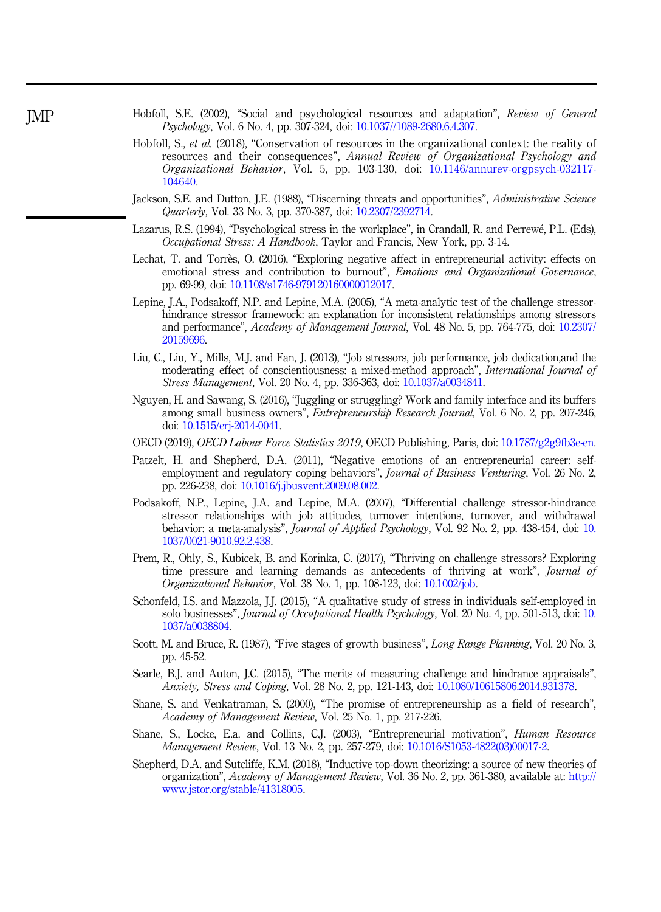Hobfoll, S.E. (2002), "Social and psychological resources and adaptation", *Review of General Psychology*, Vol. 6 No. 4, pp. 307-324, doi: 10.1037//1089-2680.6.4.307.

Hobfoll, S., *et al.* (2018), "Conservation of resources in the organizational context: the reality of resources and their consequences", *Annual Review of Organizational Psychology and Organizational Behavior*, Vol. 5, pp. 103-130, doi: 10.1146/annurev-orgpsych-032117-104640.

Jackson, S.E. and Dutton, J.E. (1988), "Discerning threats and opportunities", *Administrative Science Quarterly*, Vol. 33 No. 3, pp. 370-387, doi: 10.2307/2392714.

Lazarus, R.S. (1994), "Psychological stress in the workplace", in Crandall, R. and Perrewé, P.L. (Eds), *Occupational Stress: A Handbook*, Taylor and Francis, New York, pp. 3-14.

Lechat, T. and Torrès, O. (2016), "Exploring negative affect in entrepreneurial activity: effects on emotional stress and contribution to burnout", *Emotions and Organizational Governance*, pp. 69-99, doi: 10.1108/s1746-979120160000012017.

Lepine, J.A., Podsakoff, N.P. and Lepine, M.A. (2005), "A meta-analytic test of the challenge stressor-hindrance stressor framework: an explanation for inconsistent relationships among stressors and performance", *Academy of Management Journal*, Vol. 48 No. 5, pp. 764-775, doi: 10.2307/20159696.

Liu, C., Liu, Y., Mills, M.J. and Fan, J. (2013), "Job stressors, job performance, job dedication,and the moderating effect of conscientiousness: a mixed-method approach", *International Journal of Stress Management*, Vol. 20 No. 4, pp. 336-363, doi: 10.1037/a0034841.

Nguyen, H. and Sawang, S. (2016), "Juggling or struggling? Work and family interface and its buffers among small business owners", *Entrepreneurship Research Journal*, Vol. 6 No. 2, pp. 207-246, doi: 10.1515/erj-2014-0041.

OECD (2019), *OECD Labour Force Statistics 2019*, OECD Publishing, Paris, doi: 10.1787/g2g9fb3e-en.

Patzelt, H. and Shepherd, D.A. (2011), "Negative emotions of an entrepreneurial career: self-employment and regulatory coping behaviors", *Journal of Business Venturing*, Vol. 26 No. 2, pp. 226-238, doi: 10.1016/j.jbusvent.2009.08.002.

Podsakoff, N.P., Lepine, J.A. and Lepine, M.A. (2007), "Differential challenge stressor-hindrance stressor relationships with job attitudes, turnover intentions, turnover, and withdrawal behavior: a meta-analysis", *Journal of Applied Psychology*, Vol. 92 No. 2, pp. 438-454, doi: 10.1037/0021-9010.92.2.438.

Prem, R., Ohly, S., Kubicek, B. and Korinka, C. (2017), "Thriving on challenge stressors? Exploring time pressure and learning demands as antecedents of thriving at work", *Journal of Organizational Behavior*, Vol. 38 No. 1, pp. 108-123, doi: 10.1002/job.

Schonfeld, I.S. and Mazzola, J.J. (2015), "A qualitative study of stress in individuals self-employed in solo businesses", *Journal of Occupational Health Psychology*, Vol. 20 No. 4, pp. 501-513, doi: 10.1037/a0038804.

Scott, M. and Bruce, R. (1987), "Five stages of growth business", *Long Range Planning*, Vol. 20 No. 3, pp. 45-52.

Searle, B.J. and Auton, J.C. (2015), "The merits of measuring challenge and hindrance appraisals", *Anxiety, Stress and Coping*, Vol. 28 No. 2, pp. 121-143, doi: 10.1080/10615806.2014.931378.

Shane, S. and Venkatraman, S. (2000), "The promise of entrepreneurship as a field of research", *Academy of Management Review*, Vol. 25 No. 1, pp. 217-226.

Shane, S., Locke, E.a. and Collins, C.J. (2003), "Entrepreneurial motivation", *Human Resource Management Review*, Vol. 13 No. 2, pp. 257-279, doi: 10.1016/S1053-4822(03)00017-2.

Shepherd, D.A. and Sutcliffe, K.M. (2018), "Inductive top-down theorizing: a source of new theories of organization", *Academy of Management Review*, Vol. 36 No. 2, pp. 361-380, available at: http://www.jstor.org/stable/41318005.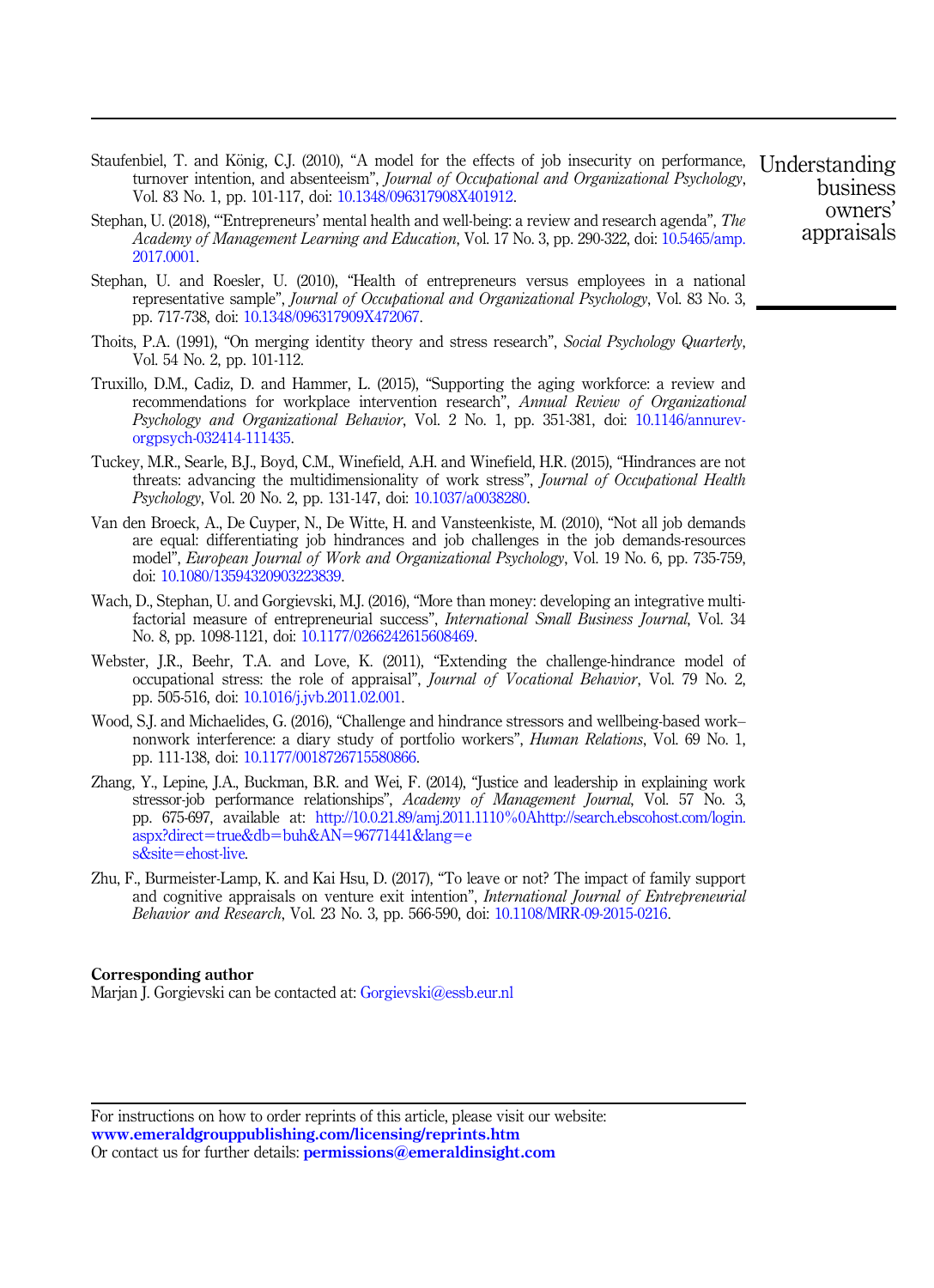Staufenbiel, T. and König, C.J. (2010), "A model for the effects of job insecurity on performance, turnover intention, and absenteeism", *Journal of Occupational and Organizational Psychology*, Vol. 83 No. 1, pp. 101-117, doi: 10.1348/096317908X401912.

Stephan, U. (2018), "'Entrepreneurs' mental health and well-being: a review and research agenda", *The Academy of Management Learning and Education*, Vol. 17 No. 3, pp. 290-322, doi: 10.5465/amp.2017.0001.

Stephan, U. and Roesler, U. (2010), "Health of entrepreneurs versus employees in a national representative sample", *Journal of Occupational and Organizational Psychology*, Vol. 83 No. 3, pp. 717-738, doi: 10.1348/096317909X472067.

Thoits, P.A. (1991), "On merging identity theory and stress research", *Social Psychology Quarterly*, Vol. 54 No. 2, pp. 101-112.

Truxillo, D.M., Cadiz, D. and Hammer, L. (2015), "Supporting the aging workforce: a review and recommendations for workplace intervention research", *Annual Review of Organizational Psychology and Organizational Behavior*, Vol. 2 No. 1, pp. 351-381, doi: 10.1146/annurev-orgpsych-032414-111435.

Tuckey, M.R., Searle, B.J., Boyd, C.M., Winefield, A.H. and Winefield, H.R. (2015), "Hindrances are not threats: advancing the multidimensionality of work stress", *Journal of Occupational Health Psychology*, Vol. 20 No. 2, pp. 131-147, doi: 10.1037/a0038280.

Van den Broeck, A., De Cuyper, N., De Witte, H. and Vansteenkiste, M. (2010), "Not all job demands are equal: differentiating job hindrances and job challenges in the job demands-resources model", *European Journal of Work and Organizational Psychology*, Vol. 19 No. 6, pp. 735-759, doi: 10.1080/13594320903223839.

Wach, D., Stephan, U. and Gorgievski, M.J. (2016), "More than money: developing an integrative multi-factorial measure of entrepreneurial success", *International Small Business Journal*, Vol. 34 No. 8, pp. 1098-1121, doi: 10.1177/0266242615608469.

Webster, J.R., Beehr, T.A. and Love, K. (2011), "Extending the challenge-hindrance model of occupational stress: the role of appraisal", *Journal of Vocational Behavior*, Vol. 79 No. 2, pp. 505-516, doi: 10.1016/j.jvb.2011.02.001.

Wood, S.J. and Michaelides, G. (2016), "Challenge and hindrance stressors and wellbeing-based work–nonwork interference: a diary study of portfolio workers", *Human Relations*, Vol. 69 No. 1, pp. 111-138, doi: 10.1177/0018726715580866.

Zhang, Y., Lepine, J.A., Buckman, B.R. and Wei, F. (2014), "Justice and leadership in explaining work stressor-job performance relationships", *Academy of Management Journal*, Vol. 57 No. 3, pp. 675-697, available at: http://10.0.21.89/amj.2011.1110%0Ahttp://search.ebscohost.com/login.aspx?direct=true&db=buh&AN=96771441&lang=es&site=ehost-live.

Zhu, F., Burmeister-Lamp, K. and Kai Hsu, D. (2017), "To leave or not? The impact of family support and cognitive appraisals on venture exit intention", *International Journal of Entrepreneurial Behavior and Research*, Vol. 23 No. 3, pp. 566-590, doi: 10.1108/MRR-09-2015-0216.

**Corresponding author**
Marjan J. Gorgievski can be contacted at: Gorgievski@essb.eur.nl

For instructions on how to order reprints of this article, please visit our website:
**www.emeraldgrouppublishing.com/licensing/reprints.htm**
Or contact us for further details: **permissions@emeraldinsight.com**